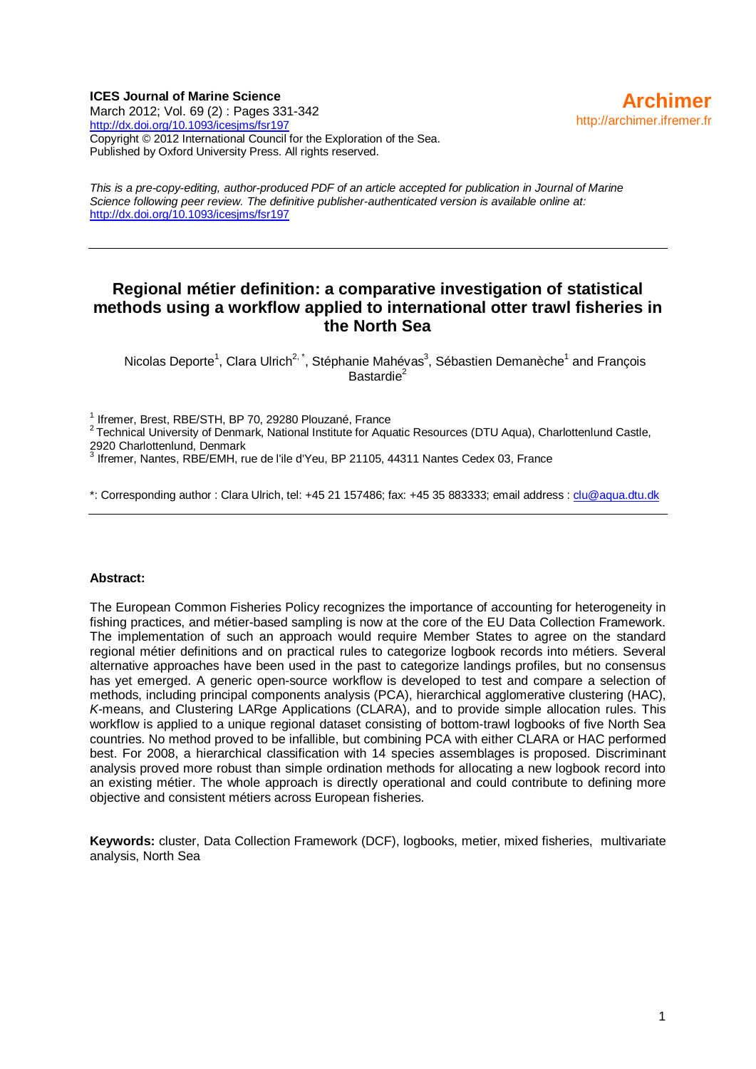**ICES Journal of Marine Science**
March 2012; Vol. 69 (2) : Pages 331-342
http://dx.doi.org/10.1093/icesjms/fsr197
Copyright © 2012 International Council for the Exploration of the Sea.
Published by Oxford University Press. All rights reserved.

**Archimer**
http://archimer.ifremer.fr

*This is a pre-copy-editing, author-produced PDF of an article accepted for publication in Journal of Marine Science following peer review. The definitive publisher-authenticated version is available online at:* http://dx.doi.org/10.1093/icesjms/fsr197

# Regional métier definition: a comparative investigation of statistical methods using a workflow applied to international otter trawl fisheries in the North Sea

Nicolas Deporte[1], Clara Ulrich[2, *], Stéphanie Mahévas[3], Sébastien Demanèche[1] and François Bastardie[2]

[1] Ifremer, Brest, RBE/STH, BP 70, 29280 Plouzané, France
[2] Technical University of Denmark, National Institute for Aquatic Resources (DTU Aqua), Charlottenlund Castle, 2920 Charlottenlund, Denmark
[3] Ifremer, Nantes, RBE/EMH, rue de l'ile d'Yeu, BP 21105, 44311 Nantes Cedex 03, France

*: Corresponding author : Clara Ulrich, tel: +45 21 157486; fax: +45 35 883333; email address : clu@aqua.dtu.dk

**Abstract:**

The European Common Fisheries Policy recognizes the importance of accounting for heterogeneity in fishing practices, and métier-based sampling is now at the core of the EU Data Collection Framework. The implementation of such an approach would require Member States to agree on the standard regional métier definitions and on practical rules to categorize logbook records into métiers. Several alternative approaches have been used in the past to categorize landings profiles, but no consensus has yet emerged. A generic open-source workflow is developed to test and compare a selection of methods, including principal components analysis (PCA), hierarchical agglomerative clustering (HAC), *K*-means, and Clustering LARge Applications (CLARA), and to provide simple allocation rules. This workflow is applied to a unique regional dataset consisting of bottom-trawl logbooks of five North Sea countries. No method proved to be infallible, but combining PCA with either CLARA or HAC performed best. For 2008, a hierarchical classification with 14 species assemblages is proposed. Discriminant analysis proved more robust than simple ordination methods for allocating a new logbook record into an existing métier. The whole approach is directly operational and could contribute to defining more objective and consistent métiers across European fisheries.

**Keywords:** cluster, Data Collection Framework (DCF), logbooks, metier, mixed fisheries, multivariate analysis, North Sea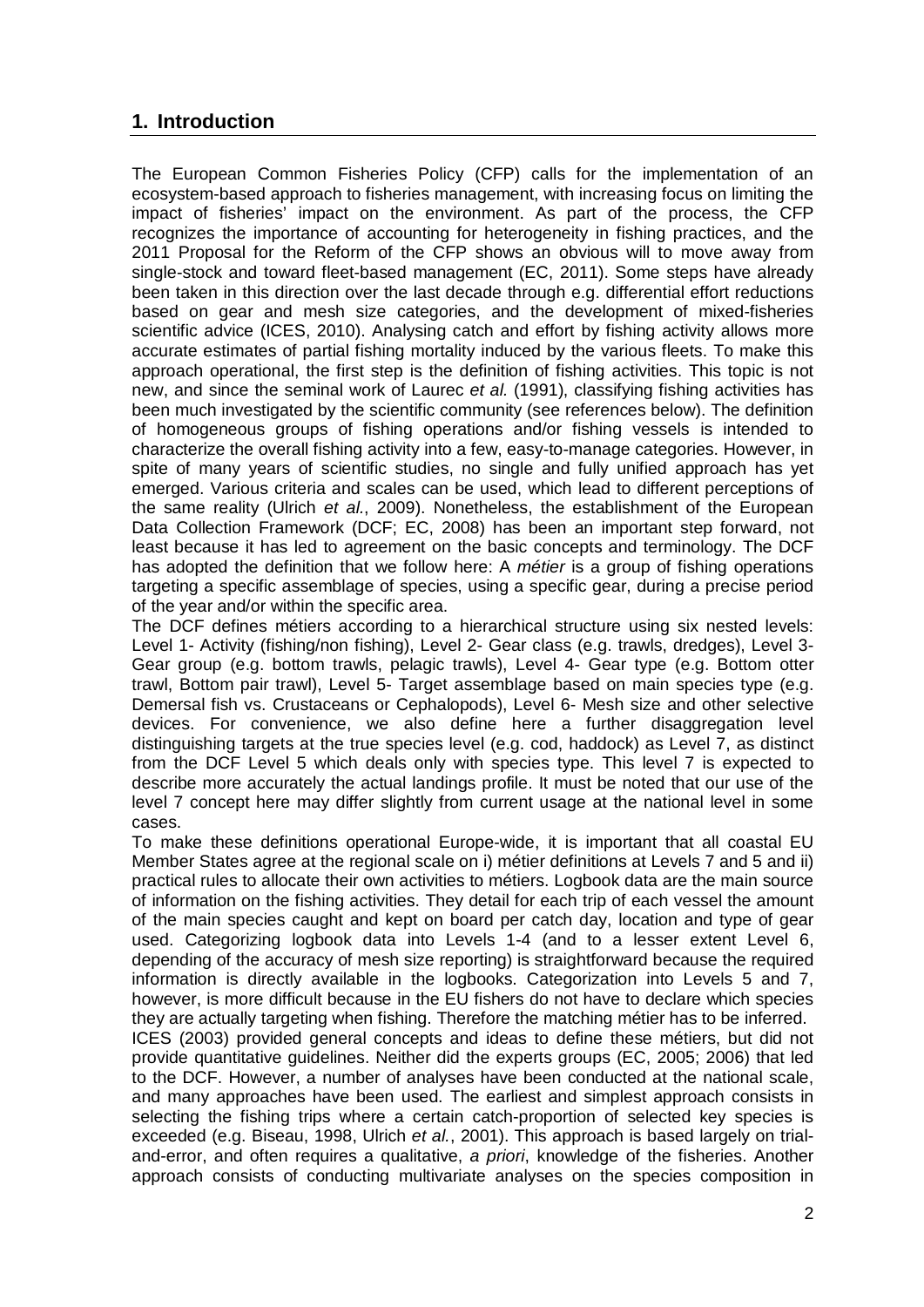## 1. Introduction

The European Common Fisheries Policy (CFP) calls for the implementation of an ecosystem-based approach to fisheries management, with increasing focus on limiting the impact of fisheries' impact on the environment. As part of the process, the CFP recognizes the importance of accounting for heterogeneity in fishing practices, and the 2011 Proposal for the Reform of the CFP shows an obvious will to move away from single-stock and toward fleet-based management (EC, 2011). Some steps have already been taken in this direction over the last decade through e.g. differential effort reductions based on gear and mesh size categories, and the development of mixed-fisheries scientific advice (ICES, 2010). Analysing catch and effort by fishing activity allows more accurate estimates of partial fishing mortality induced by the various fleets. To make this approach operational, the first step is the definition of fishing activities. This topic is not new, and since the seminal work of Laurec *et al.* (1991), classifying fishing activities has been much investigated by the scientific community (see references below). The definition of homogeneous groups of fishing operations and/or fishing vessels is intended to characterize the overall fishing activity into a few, easy-to-manage categories. However, in spite of many years of scientific studies, no single and fully unified approach has yet emerged. Various criteria and scales can be used, which lead to different perceptions of the same reality (Ulrich *et al.*, 2009). Nonetheless, the establishment of the European Data Collection Framework (DCF; EC, 2008) has been an important step forward, not least because it has led to agreement on the basic concepts and terminology. The DCF has adopted the definition that we follow here: A *métier* is a group of fishing operations targeting a specific assemblage of species, using a specific gear, during a precise period of the year and/or within the specific area.

The DCF defines métiers according to a hierarchical structure using six nested levels: Level 1- Activity (fishing/non fishing), Level 2- Gear class (e.g. trawls, dredges), Level 3- Gear group (e.g. bottom trawls, pelagic trawls), Level 4- Gear type (e.g. Bottom otter trawl, Bottom pair trawl), Level 5- Target assemblage based on main species type (e.g. Demersal fish vs. Crustaceans or Cephalopods), Level 6- Mesh size and other selective devices. For convenience, we also define here a further disaggregation level distinguishing targets at the true species level (e.g. cod, haddock) as Level 7, as distinct from the DCF Level 5 which deals only with species type. This level 7 is expected to describe more accurately the actual landings profile. It must be noted that our use of the level 7 concept here may differ slightly from current usage at the national level in some cases.

To make these definitions operational Europe-wide, it is important that all coastal EU Member States agree at the regional scale on i) métier definitions at Levels 7 and 5 and ii) practical rules to allocate their own activities to métiers. Logbook data are the main source of information on the fishing activities. They detail for each trip of each vessel the amount of the main species caught and kept on board per catch day, location and type of gear used. Categorizing logbook data into Levels 1-4 (and to a lesser extent Level 6, depending of the accuracy of mesh size reporting) is straightforward because the required information is directly available in the logbooks. Categorization into Levels 5 and 7, however, is more difficult because in the EU fishers do not have to declare which species they are actually targeting when fishing. Therefore the matching métier has to be inferred.

ICES (2003) provided general concepts and ideas to define these métiers, but did not provide quantitative guidelines. Neither did the experts groups (EC, 2005; 2006) that led to the DCF. However, a number of analyses have been conducted at the national scale, and many approaches have been used. The earliest and simplest approach consists in selecting the fishing trips where a certain catch-proportion of selected key species is exceeded (e.g. Biseau, 1998, Ulrich *et al.*, 2001). This approach is based largely on trial-and-error, and often requires a qualitative, *a priori*, knowledge of the fisheries. Another approach consists of conducting multivariate analyses on the species composition in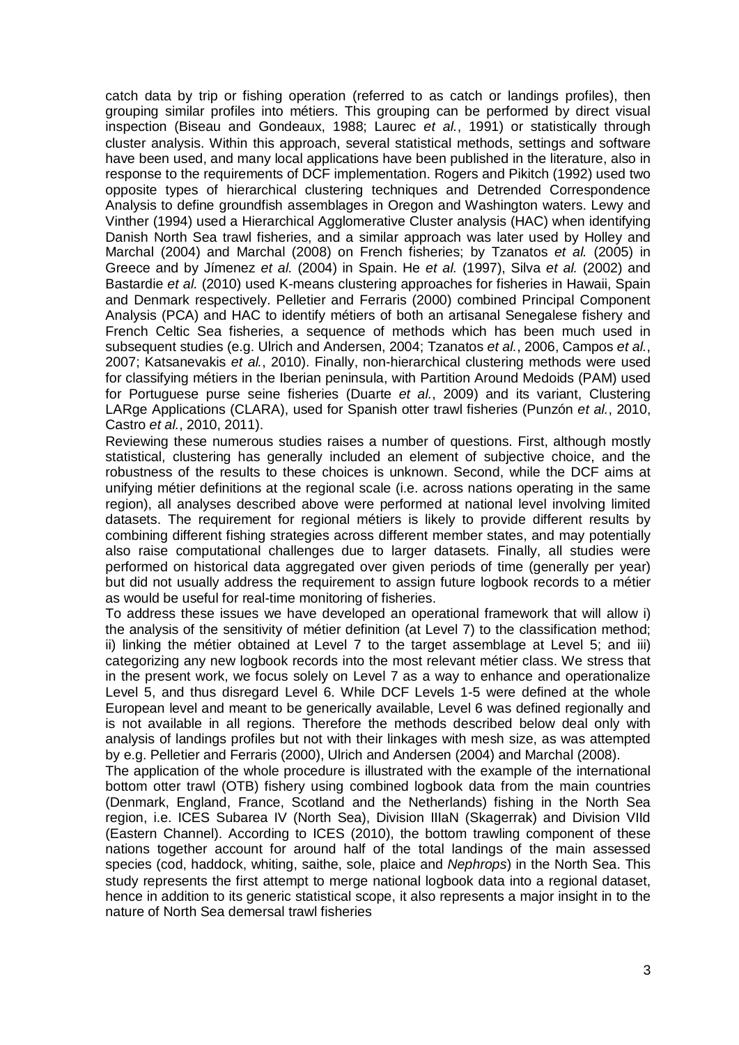catch data by trip or fishing operation (referred to as catch or landings profiles), then grouping similar profiles into métiers. This grouping can be performed by direct visual inspection (Biseau and Gondeaux, 1988; Laurec *et al.*, 1991) or statistically through cluster analysis. Within this approach, several statistical methods, settings and software have been used, and many local applications have been published in the literature, also in response to the requirements of DCF implementation. Rogers and Pikitch (1992) used two opposite types of hierarchical clustering techniques and Detrended Correspondence Analysis to define groundfish assemblages in Oregon and Washington waters. Lewy and Vinther (1994) used a Hierarchical Agglomerative Cluster analysis (HAC) when identifying Danish North Sea trawl fisheries, and a similar approach was later used by Holley and Marchal (2004) and Marchal (2008) on French fisheries; by Tzanatos *et al.* (2005) in Greece and by Jímenez *et al.* (2004) in Spain. He *et al.* (1997), Silva *et al.* (2002) and Bastardie *et al.* (2010) used K-means clustering approaches for fisheries in Hawaii, Spain and Denmark respectively. Pelletier and Ferraris (2000) combined Principal Component Analysis (PCA) and HAC to identify métiers of both an artisanal Senegalese fishery and French Celtic Sea fisheries, a sequence of methods which has been much used in subsequent studies (e.g. Ulrich and Andersen, 2004; Tzanatos *et al.*, 2006, Campos *et al.*, 2007; Katsanevakis *et al.*, 2010). Finally, non-hierarchical clustering methods were used for classifying métiers in the Iberian peninsula, with Partition Around Medoids (PAM) used for Portuguese purse seine fisheries (Duarte *et al.*, 2009) and its variant, Clustering LARge Applications (CLARA), used for Spanish otter trawl fisheries (Punzón *et al.*, 2010, Castro *et al.*, 2010, 2011).

Reviewing these numerous studies raises a number of questions. First, although mostly statistical, clustering has generally included an element of subjective choice, and the robustness of the results to these choices is unknown. Second, while the DCF aims at unifying métier definitions at the regional scale (i.e. across nations operating in the same region), all analyses described above were performed at national level involving limited datasets. The requirement for regional métiers is likely to provide different results by combining different fishing strategies across different member states, and may potentially also raise computational challenges due to larger datasets. Finally, all studies were performed on historical data aggregated over given periods of time (generally per year) but did not usually address the requirement to assign future logbook records to a métier as would be useful for real-time monitoring of fisheries.

To address these issues we have developed an operational framework that will allow i) the analysis of the sensitivity of métier definition (at Level 7) to the classification method; ii) linking the métier obtained at Level 7 to the target assemblage at Level 5; and iii) categorizing any new logbook records into the most relevant métier class. We stress that in the present work, we focus solely on Level 7 as a way to enhance and operationalize Level 5, and thus disregard Level 6. While DCF Levels 1-5 were defined at the whole European level and meant to be generically available, Level 6 was defined regionally and is not available in all regions. Therefore the methods described below deal only with analysis of landings profiles but not with their linkages with mesh size, as was attempted by e.g. Pelletier and Ferraris (2000), Ulrich and Andersen (2004) and Marchal (2008).

The application of the whole procedure is illustrated with the example of the international bottom otter trawl (OTB) fishery using combined logbook data from the main countries (Denmark, England, France, Scotland and the Netherlands) fishing in the North Sea region, i.e. ICES Subarea IV (North Sea), Division IIIaN (Skagerrak) and Division VIId (Eastern Channel). According to ICES (2010), the bottom trawling component of these nations together account for around half of the total landings of the main assessed species (cod, haddock, whiting, saithe, sole, plaice and *Nephrops*) in the North Sea. This study represents the first attempt to merge national logbook data into a regional dataset, hence in addition to its generic statistical scope, it also represents a major insight in to the nature of North Sea demersal trawl fisheries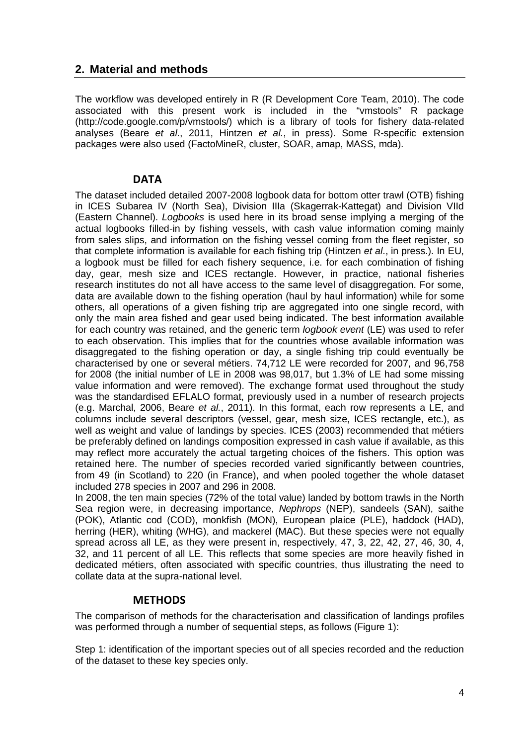## 2. Material and methods

The workflow was developed entirely in R (R Development Core Team, 2010). The code associated with this present work is included in the "vmstools" R package (http://code.google.com/p/vmstools/) which is a library of tools for fishery data-related analyses (Beare *et al.*, 2011, Hintzen *et al.*, in press). Some R-specific extension packages were also used (FactoMineR, cluster, SOAR, amap, MASS, mda).

### DATA

The dataset included detailed 2007-2008 logbook data for bottom otter trawl (OTB) fishing in ICES Subarea IV (North Sea), Division IIIa (Skagerrak-Kattegat) and Division VIId (Eastern Channel). *Logbooks* is used here in its broad sense implying a merging of the actual logbooks filled-in by fishing vessels, with cash value information coming mainly from sales slips, and information on the fishing vessel coming from the fleet register, so that complete information is available for each fishing trip (Hintzen *et al*., in press.). In EU, a logbook must be filled for each fishery sequence, i.e. for each combination of fishing day, gear, mesh size and ICES rectangle. However, in practice, national fisheries research institutes do not all have access to the same level of disaggregation. For some, data are available down to the fishing operation (haul by haul information) while for some others, all operations of a given fishing trip are aggregated into one single record, with only the main area fished and gear used being indicated. The best information available for each country was retained, and the generic term *logbook event* (LE) was used to refer to each observation. This implies that for the countries whose available information was disaggregated to the fishing operation or day, a single fishing trip could eventually be characterised by one or several métiers. 74,712 LE were recorded for 2007, and 96,758 for 2008 (the initial number of LE in 2008 was 98,017, but 1.3% of LE had some missing value information and were removed). The exchange format used throughout the study was the standardised EFLALO format, previously used in a number of research projects (e.g. Marchal, 2006, Beare *et al.*, 2011). In this format, each row represents a LE, and columns include several descriptors (vessel, gear, mesh size, ICES rectangle, etc.), as well as weight and value of landings by species. ICES (2003) recommended that métiers be preferably defined on landings composition expressed in cash value if available, as this may reflect more accurately the actual targeting choices of the fishers. This option was retained here. The number of species recorded varied significantly between countries, from 49 (in Scotland) to 220 (in France), and when pooled together the whole dataset included 278 species in 2007 and 296 in 2008.

In 2008, the ten main species (72% of the total value) landed by bottom trawls in the North Sea region were, in decreasing importance, *Nephrops* (NEP), sandeels (SAN), saithe (POK), Atlantic cod (COD), monkfish (MON), European plaice (PLE), haddock (HAD), herring (HER), whiting (WHG), and mackerel (MAC). But these species were not equally spread across all LE, as they were present in, respectively, 47, 3, 22, 42, 27, 46, 30, 4, 32, and 11 percent of all LE. This reflects that some species are more heavily fished in dedicated métiers, often associated with specific countries, thus illustrating the need to collate data at the supra-national level.

### METHODS

The comparison of methods for the characterisation and classification of landings profiles was performed through a number of sequential steps, as follows (Figure 1):

Step 1: identification of the important species out of all species recorded and the reduction of the dataset to these key species only.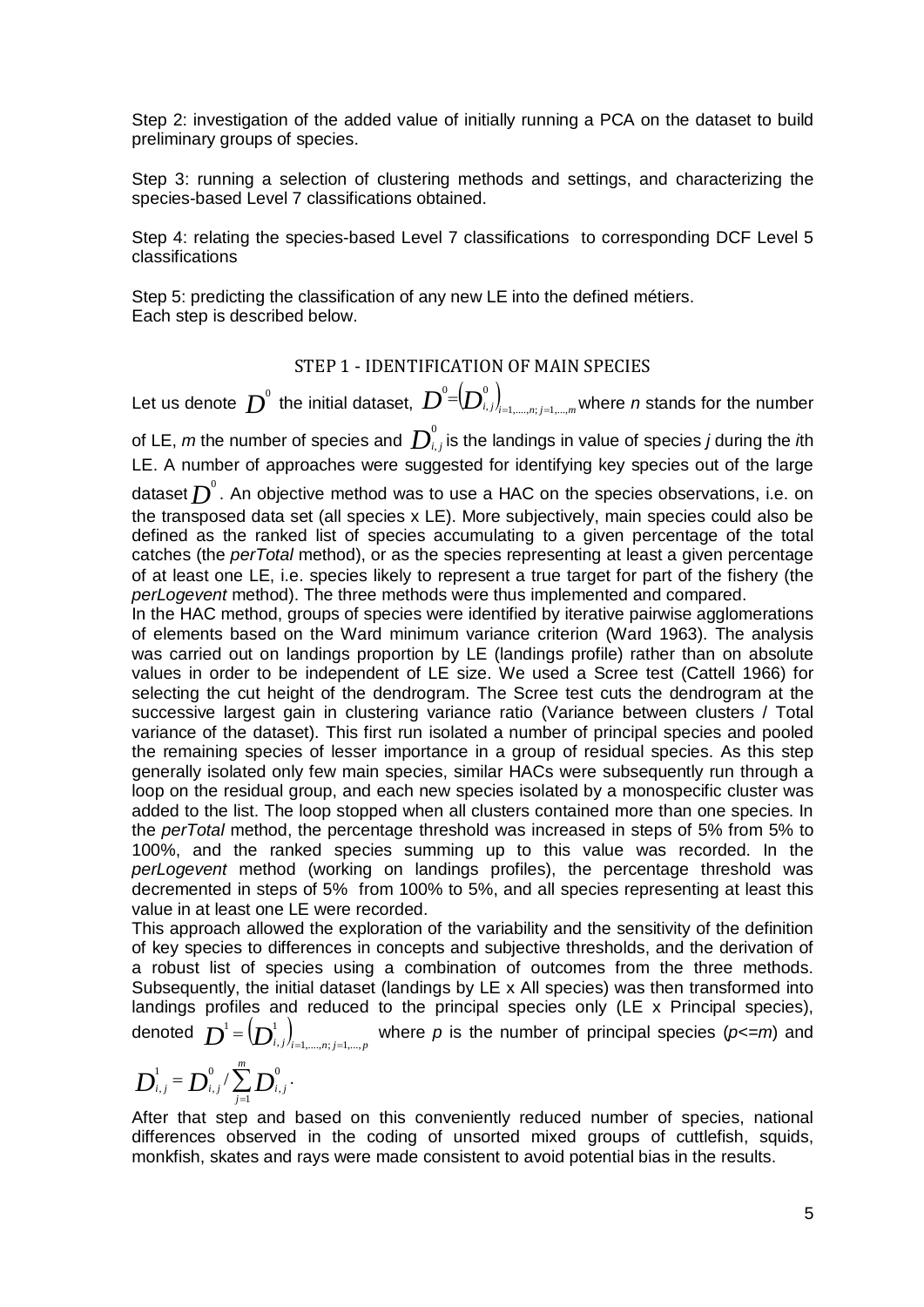Step 2: investigation of the added value of initially running a PCA on the dataset to build preliminary groups of species.

Step 3: running a selection of clustering methods and settings, and characterizing the species-based Level 7 classifications obtained.

Step 4: relating the species-based Level 7 classifications to corresponding DCF Level 5 classifications

Step 5: predicting the classification of any new LE into the defined métiers.
Each step is described below.

## STEP 1 - IDENTIFICATION OF MAIN SPECIES

Let us denote $D^0$ the initial dataset, $D^0=\left(D^0_{i,j}\right)_{i=1,\dots,n;\,j=1,\dots,m}$ where *n* stands for the number of LE, *m* the number of species and $D^0_{i,j}$ is the landings in value of species *j* during the *i*th LE. A number of approaches were suggested for identifying key species out of the large dataset $D^0$. An objective method was to use a HAC on the species observations, i.e. on the transposed data set (all species x LE). More subjectively, main species could also be defined as the ranked list of species accumulating to a given percentage of the total catches (the *perTotal* method), or as the species representing at least a given percentage of at least one LE, i.e. species likely to represent a true target for part of the fishery (the *perLogevent* method). The three methods were thus implemented and compared.

In the HAC method, groups of species were identified by iterative pairwise agglomerations of elements based on the Ward minimum variance criterion (Ward 1963). The analysis was carried out on landings proportion by LE (landings profile) rather than on absolute values in order to be independent of LE size. We used a Scree test (Cattell 1966) for selecting the cut height of the dendrogram. The Scree test cuts the dendrogram at the successive largest gain in clustering variance ratio (Variance between clusters / Total variance of the dataset). This first run isolated a number of principal species and pooled the remaining species of lesser importance in a group of residual species. As this step generally isolated only few main species, similar HACs were subsequently run through a loop on the residual group, and each new species isolated by a monospecific cluster was added to the list. The loop stopped when all clusters contained more than one species. In the *perTotal* method, the percentage threshold was increased in steps of 5% from 5% to 100%, and the ranked species summing up to this value was recorded. In the *perLogevent* method (working on landings profiles), the percentage threshold was decremented in steps of 5% from 100% to 5%, and all species representing at least this value in at least one LE were recorded.

This approach allowed the exploration of the variability and the sensitivity of the definition of key species to differences in concepts and subjective thresholds, and the derivation of a robust list of species using a combination of outcomes from the three methods. Subsequently, the initial dataset (landings by LE x All species) was then transformed into landings profiles and reduced to the principal species only (LE x Principal species), denoted $D^1=\left(D^1_{i,j}\right)_{i=1,\dots,n;\,j=1,\dots,p}$ where *p* is the number of principal species ($p<=m$) and

$$D^1_{i,j}=D^0_{i,j}/\sum_{j=1}^{m}D^0_{i,j}.$$

After that step and based on this conveniently reduced number of species, national differences observed in the coding of unsorted mixed groups of cuttlefish, squids, monkfish, skates and rays were made consistent to avoid potential bias in the results.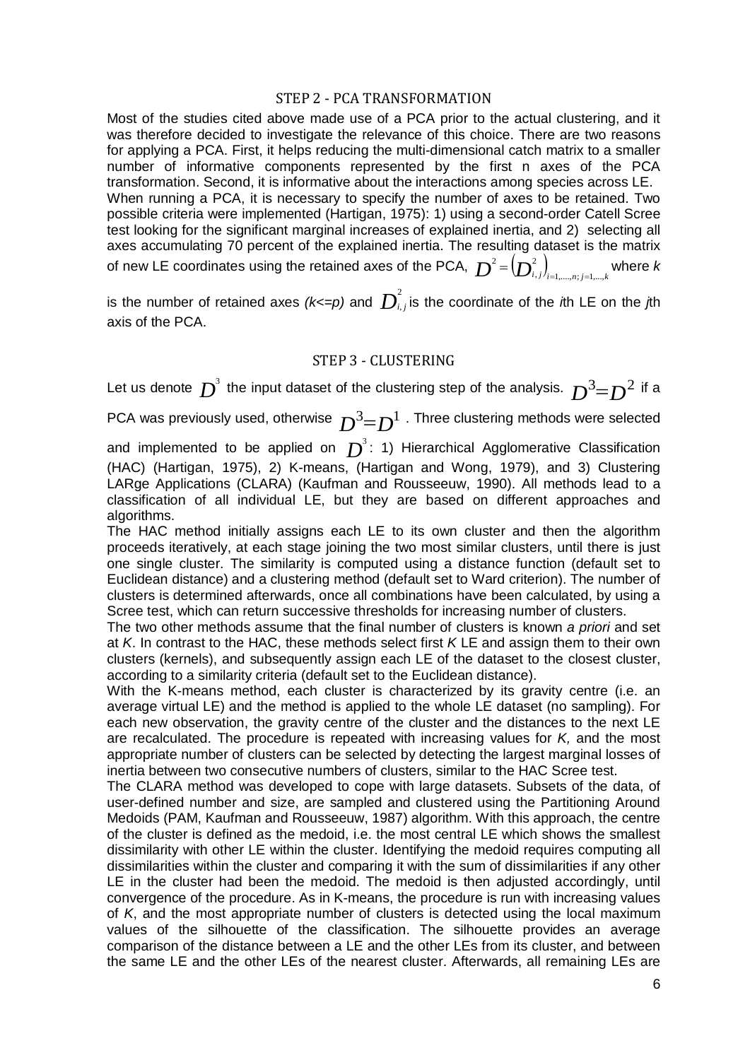## STEP 2 - PCA TRANSFORMATION

Most of the studies cited above made use of a PCA prior to the actual clustering, and it was therefore decided to investigate the relevance of this choice. There are two reasons for applying a PCA. First, it helps reducing the multi-dimensional catch matrix to a smaller number of informative components represented by the first n axes of the PCA transformation. Second, it is informative about the interactions among species across LE.
When running a PCA, it is necessary to specify the number of axes to be retained. Two possible criteria were implemented (Hartigan, 1975): 1) using a second-order Catell Scree test looking for the significant marginal increases of explained inertia, and 2) selecting all axes accumulating 70 percent of the explained inertia. The resulting dataset is the matrix of new LE coordinates using the retained axes of the PCA, $D^2 = \left(D^2_{i,j}\right)_{i=1,\ldots,n;\, j=1,\ldots,k}$ where *k* is the number of retained axes *(k<=p)* and $D^2_{i,j}$ is the coordinate of the *i*th LE on the *j*th axis of the PCA.

## STEP 3 - CLUSTERING

Let us denote $D^3$ the input dataset of the clustering step of the analysis. $D^3 = D^2$ if a PCA was previously used, otherwise $D^3 = D^1$. Three clustering methods were selected and implemented to be applied on $D^3$: 1) Hierarchical Agglomerative Classification (HAC) (Hartigan, 1975), 2) K-means, (Hartigan and Wong, 1979), and 3) Clustering LARge Applications (CLARA) (Kaufman and Rousseeuw, 1990). All methods lead to a classification of all individual LE, but they are based on different approaches and algorithms.
The HAC method initially assigns each LE to its own cluster and then the algorithm proceeds iteratively, at each stage joining the two most similar clusters, until there is just one single cluster. The similarity is computed using a distance function (default set to Euclidean distance) and a clustering method (default set to Ward criterion). The number of clusters is determined afterwards, once all combinations have been calculated, by using a Scree test, which can return successive thresholds for increasing number of clusters.
The two other methods assume that the final number of clusters is known *a priori* and set at *K*. In contrast to the HAC, these methods select first *K* LE and assign them to their own clusters (kernels), and subsequently assign each LE of the dataset to the closest cluster, according to a similarity criteria (default set to the Euclidean distance).
With the K-means method, each cluster is characterized by its gravity centre (i.e. an average virtual LE) and the method is applied to the whole LE dataset (no sampling). For each new observation, the gravity centre of the cluster and the distances to the next LE are recalculated. The procedure is repeated with increasing values for *K,* and the most appropriate number of clusters can be selected by detecting the largest marginal losses of inertia between two consecutive numbers of clusters, similar to the HAC Scree test.
The CLARA method was developed to cope with large datasets. Subsets of the data, of user-defined number and size, are sampled and clustered using the Partitioning Around Medoids (PAM, Kaufman and Rousseeuw, 1987) algorithm. With this approach, the centre of the cluster is defined as the medoid, i.e. the most central LE which shows the smallest dissimilarity with other LE within the cluster. Identifying the medoid requires computing all dissimilarities within the cluster and comparing it with the sum of dissimilarities if any other LE in the cluster had been the medoid. The medoid is then adjusted accordingly, until convergence of the procedure. As in K-means, the procedure is run with increasing values of *K*, and the most appropriate number of clusters is detected using the local maximum values of the silhouette of the classification. The silhouette provides an average comparison of the distance between a LE and the other LEs from its cluster, and between the same LE and the other LEs of the nearest cluster. Afterwards, all remaining LEs are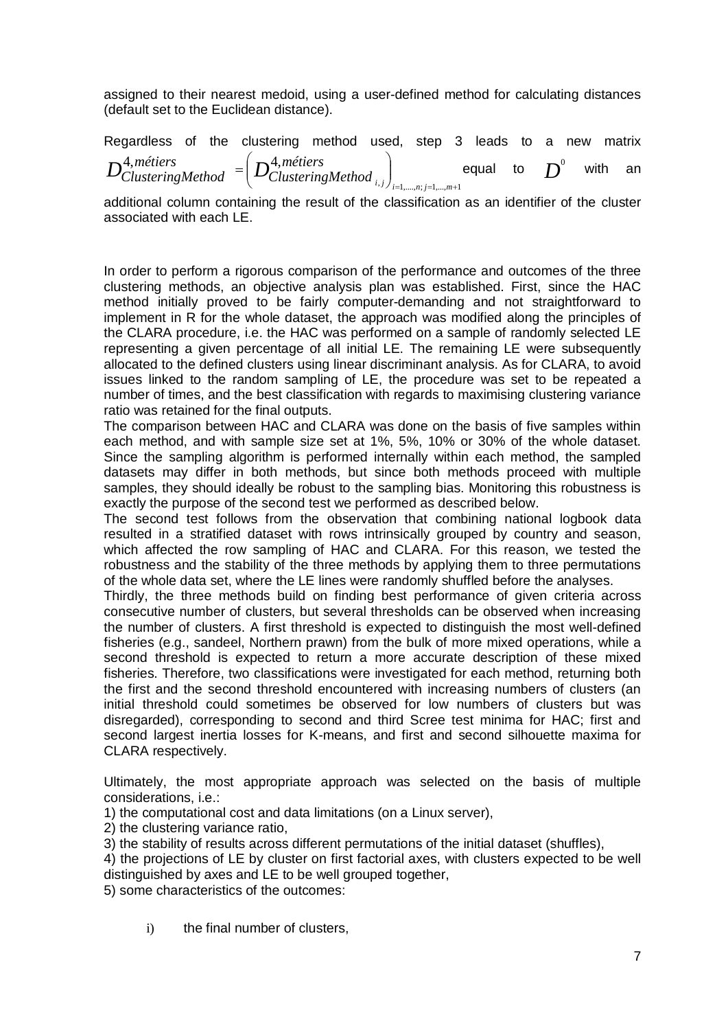assigned to their nearest medoid, using a user-defined method for calculating distances (default set to the Euclidean distance).

Regardless of the clustering method used, step 3 leads to a new matrix $D^{4,métiers}_{ClusteringMethod} = \left(D^{4,métiers}_{ClusteringMethod_{i,j}}\right)_{i=1,...,n;\, j=1,...,m+1}$ equal to $D^{0}$ with an additional column containing the result of the classification as an identifier of the cluster associated with each LE.

In order to perform a rigorous comparison of the performance and outcomes of the three clustering methods, an objective analysis plan was established. First, since the HAC method initially proved to be fairly computer-demanding and not straightforward to implement in R for the whole dataset, the approach was modified along the principles of the CLARA procedure, i.e. the HAC was performed on a sample of randomly selected LE representing a given percentage of all initial LE. The remaining LE were subsequently allocated to the defined clusters using linear discriminant analysis. As for CLARA, to avoid issues linked to the random sampling of LE, the procedure was set to be repeated a number of times, and the best classification with regards to maximising clustering variance ratio was retained for the final outputs.
The comparison between HAC and CLARA was done on the basis of five samples within each method, and with sample size set at 1%, 5%, 10% or 30% of the whole dataset. Since the sampling algorithm is performed internally within each method, the sampled datasets may differ in both methods, but since both methods proceed with multiple samples, they should ideally be robust to the sampling bias. Monitoring this robustness is exactly the purpose of the second test we performed as described below.
The second test follows from the observation that combining national logbook data resulted in a stratified dataset with rows intrinsically grouped by country and season, which affected the row sampling of HAC and CLARA. For this reason, we tested the robustness and the stability of the three methods by applying them to three permutations of the whole data set, where the LE lines were randomly shuffled before the analyses.
Thirdly, the three methods build on finding best performance of given criteria across consecutive number of clusters, but several thresholds can be observed when increasing the number of clusters. A first threshold is expected to distinguish the most well-defined fisheries (e.g., sandeel, Northern prawn) from the bulk of more mixed operations, while a second threshold is expected to return a more accurate description of these mixed fisheries. Therefore, two classifications were investigated for each method, returning both the first and the second threshold encountered with increasing numbers of clusters (an initial threshold could sometimes be observed for low numbers of clusters but was disregarded), corresponding to second and third Scree test minima for HAC; first and second largest inertia losses for K-means, and first and second silhouette maxima for CLARA respectively.

Ultimately, the most appropriate approach was selected on the basis of multiple considerations, i.e.:

1) the computational cost and data limitations (on a Linux server),
2) the clustering variance ratio,
3) the stability of results across different permutations of the initial dataset (shuffles),
4) the projections of LE by cluster on first factorial axes, with clusters expected to be well distinguished by axes and LE to be well grouped together,
5) some characteristics of the outcomes:

   i) the final number of clusters,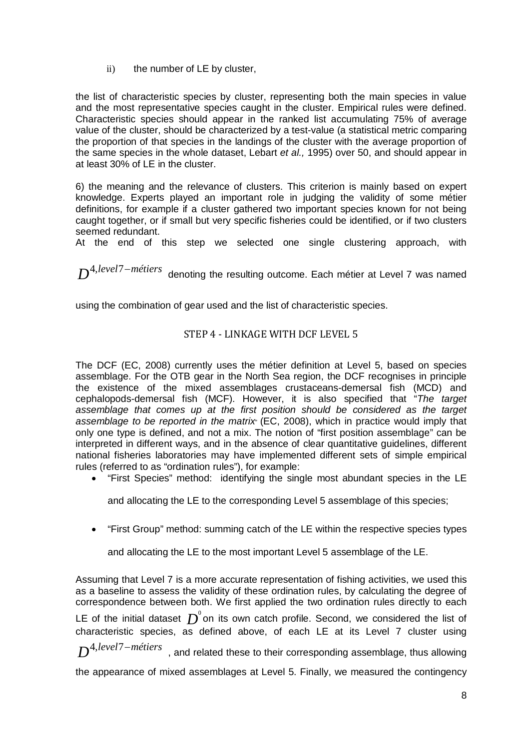ii) the number of LE by cluster,

the list of characteristic species by cluster, representing both the main species in value and the most representative species caught in the cluster. Empirical rules were defined. Characteristic species should appear in the ranked list accumulating 75% of average value of the cluster, should be characterized by a test-value (a statistical metric comparing the proportion of that species in the landings of the cluster with the average proportion of the same species in the whole dataset, Lebart *et al.,* 1995) over 50, and should appear in at least 30% of LE in the cluster.

6) the meaning and the relevance of clusters. This criterion is mainly based on expert knowledge. Experts played an important role in judging the validity of some métier definitions, for example if a cluster gathered two important species known for not being caught together, or if small but very specific fisheries could be identified, or if two clusters seemed redundant.

At the end of this step we selected one single clustering approach, with $D^{4,level7-métiers}$ denoting the resulting outcome. Each métier at Level 7 was named using the combination of gear used and the list of characteristic species.

## STEP 4 - LINKAGE WITH DCF LEVEL 5

The DCF (EC, 2008) currently uses the métier definition at Level 5, based on species assemblage. For the OTB gear in the North Sea region, the DCF recognises in principle the existence of the mixed assemblages crustaceans-demersal fish (MCD) and cephalopods-demersal fish (MCF). However, it is also specified that "*The target assemblage that comes up at the first position should be considered as the target assemblage to be reported in the matrix*" (EC, 2008), which in practice would imply that only one type is defined, and not a mix. The notion of "first position assemblage" can be interpreted in different ways, and in the absence of clear quantitative guidelines, different national fisheries laboratories may have implemented different sets of simple empirical rules (referred to as "ordination rules"), for example:

- "First Species" method: identifying the single most abundant species in the LE and allocating the LE to the corresponding Level 5 assemblage of this species;
- "First Group" method: summing catch of the LE within the respective species types and allocating the LE to the most important Level 5 assemblage of the LE.

Assuming that Level 7 is a more accurate representation of fishing activities, we used this as a baseline to assess the validity of these ordination rules, by calculating the degree of correspondence between both. We first applied the two ordination rules directly to each LE of the initial dataset $D^0$ on its own catch profile. Second, we considered the list of characteristic species, as defined above, of each LE at its Level 7 cluster using $D^{4,level7-métiers}$, and related these to their corresponding assemblage, thus allowing the appearance of mixed assemblages at Level 5. Finally, we measured the contingency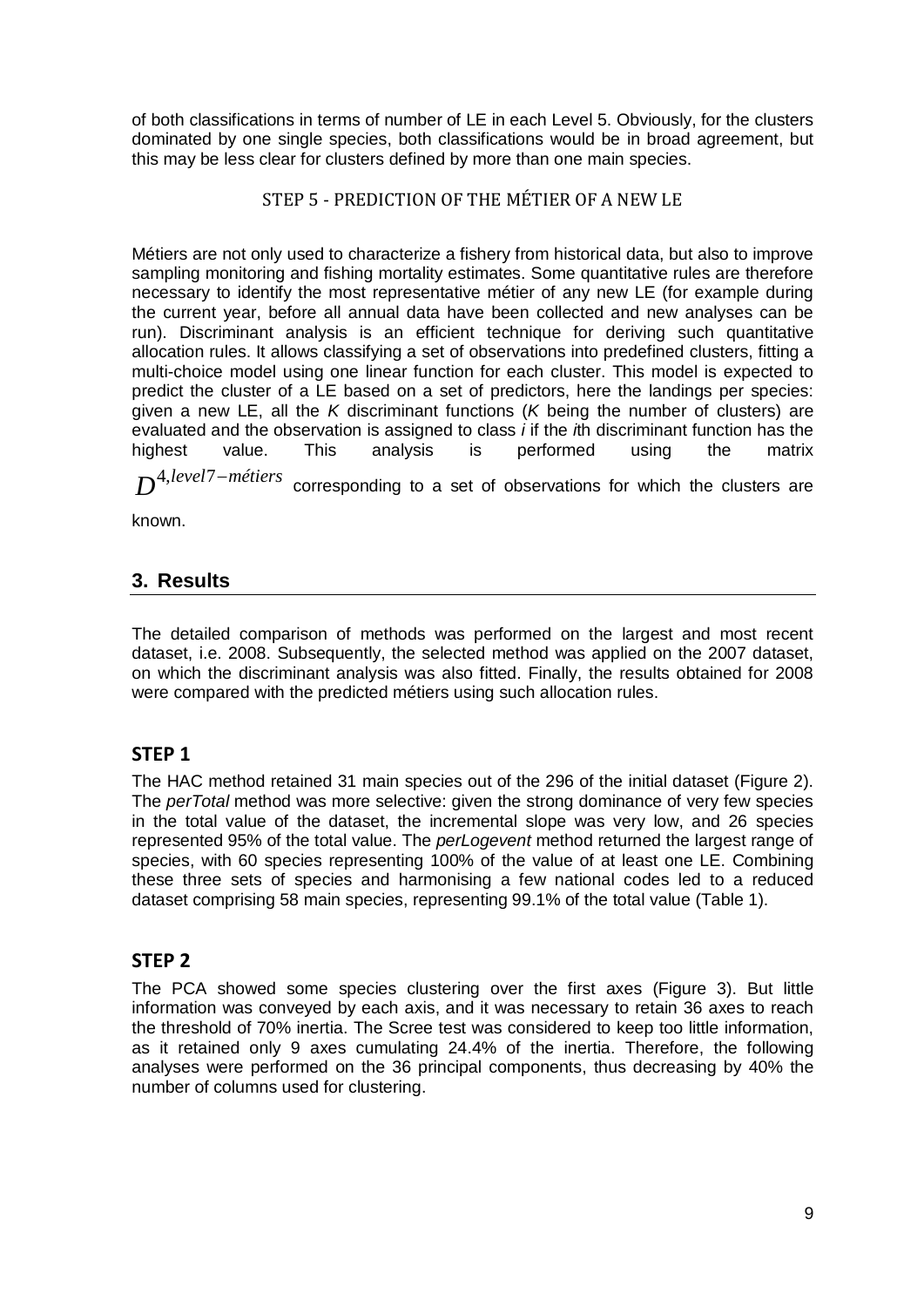of both classifications in terms of number of LE in each Level 5. Obviously, for the clusters dominated by one single species, both classifications would be in broad agreement, but this may be less clear for clusters defined by more than one main species.

### STEP 5 - PREDICTION OF THE MÉTIER OF A NEW LE

Métiers are not only used to characterize a fishery from historical data, but also to improve sampling monitoring and fishing mortality estimates. Some quantitative rules are therefore necessary to identify the most representative métier of any new LE (for example during the current year, before all annual data have been collected and new analyses can be run). Discriminant analysis is an efficient technique for deriving such quantitative allocation rules. It allows classifying a set of observations into predefined clusters, fitting a multi-choice model using one linear function for each cluster. This model is expected to predict the cluster of a LE based on a set of predictors, here the landings per species: given a new LE, all the $K$ discriminant functions ($K$ being the number of clusters) are evaluated and the observation is assigned to class $i$ if the $i$th discriminant function has the highest value. This analysis is performed using the matrix $D^{4,level7-métiers}$ corresponding to a set of observations for which the clusters are known.

## 3. Results

The detailed comparison of methods was performed on the largest and most recent dataset, i.e. 2008. Subsequently, the selected method was applied on the 2007 dataset, on which the discriminant analysis was also fitted. Finally, the results obtained for 2008 were compared with the predicted métiers using such allocation rules.

### STEP 1

The HAC method retained 31 main species out of the 296 of the initial dataset (Figure 2). The *perTotal* method was more selective: given the strong dominance of very few species in the total value of the dataset, the incremental slope was very low, and 26 species represented 95% of the total value. The *perLogevent* method returned the largest range of species, with 60 species representing 100% of the value of at least one LE. Combining these three sets of species and harmonising a few national codes led to a reduced dataset comprising 58 main species, representing 99.1% of the total value (Table 1).

### STEP 2

The PCA showed some species clustering over the first axes (Figure 3). But little information was conveyed by each axis, and it was necessary to retain 36 axes to reach the threshold of 70% inertia. The Scree test was considered to keep too little information, as it retained only 9 axes cumulating 24.4% of the inertia. Therefore, the following analyses were performed on the 36 principal components, thus decreasing by 40% the number of columns used for clustering.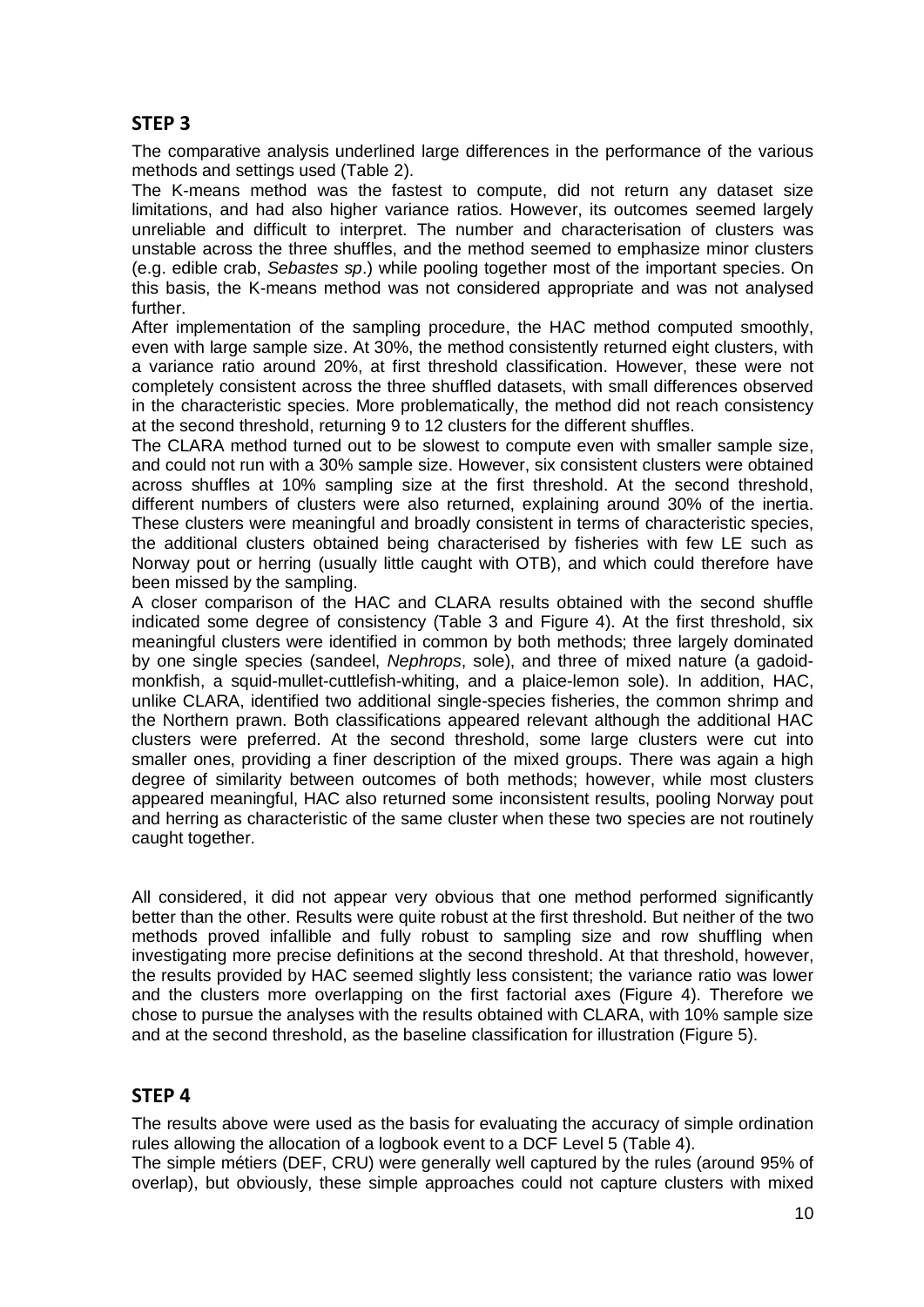## STEP 3

The comparative analysis underlined large differences in the performance of the various methods and settings used (Table 2).

The K-means method was the fastest to compute, did not return any dataset size limitations, and had also higher variance ratios. However, its outcomes seemed largely unreliable and difficult to interpret. The number and characterisation of clusters was unstable across the three shuffles, and the method seemed to emphasize minor clusters (e.g. edible crab, *Sebastes sp*.) while pooling together most of the important species. On this basis, the K-means method was not considered appropriate and was not analysed further.

After implementation of the sampling procedure, the HAC method computed smoothly, even with large sample size. At 30%, the method consistently returned eight clusters, with a variance ratio around 20%, at first threshold classification. However, these were not completely consistent across the three shuffled datasets, with small differences observed in the characteristic species. More problematically, the method did not reach consistency at the second threshold, returning 9 to 12 clusters for the different shuffles.

The CLARA method turned out to be slowest to compute even with smaller sample size, and could not run with a 30% sample size. However, six consistent clusters were obtained across shuffles at 10% sampling size at the first threshold. At the second threshold, different numbers of clusters were also returned, explaining around 30% of the inertia. These clusters were meaningful and broadly consistent in terms of characteristic species, the additional clusters obtained being characterised by fisheries with few LE such as Norway pout or herring (usually little caught with OTB), and which could therefore have been missed by the sampling.

A closer comparison of the HAC and CLARA results obtained with the second shuffle indicated some degree of consistency (Table 3 and Figure 4). At the first threshold, six meaningful clusters were identified in common by both methods; three largely dominated by one single species (sandeel, *Nephrops*, sole), and three of mixed nature (a gadoid-monkfish, a squid-mullet-cuttlefish-whiting, and a plaice-lemon sole). In addition, HAC, unlike CLARA, identified two additional single-species fisheries, the common shrimp and the Northern prawn. Both classifications appeared relevant although the additional HAC clusters were preferred. At the second threshold, some large clusters were cut into smaller ones, providing a finer description of the mixed groups. There was again a high degree of similarity between outcomes of both methods; however, while most clusters appeared meaningful, HAC also returned some inconsistent results, pooling Norway pout and herring as characteristic of the same cluster when these two species are not routinely caught together.

All considered, it did not appear very obvious that one method performed significantly better than the other. Results were quite robust at the first threshold. But neither of the two methods proved infallible and fully robust to sampling size and row shuffling when investigating more precise definitions at the second threshold. At that threshold, however, the results provided by HAC seemed slightly less consistent; the variance ratio was lower and the clusters more overlapping on the first factorial axes (Figure 4). Therefore we chose to pursue the analyses with the results obtained with CLARA, with 10% sample size and at the second threshold, as the baseline classification for illustration (Figure 5).

## STEP 4

The results above were used as the basis for evaluating the accuracy of simple ordination rules allowing the allocation of a logbook event to a DCF Level 5 (Table 4).

The simple métiers (DEF, CRU) were generally well captured by the rules (around 95% of overlap), but obviously, these simple approaches could not capture clusters with mixed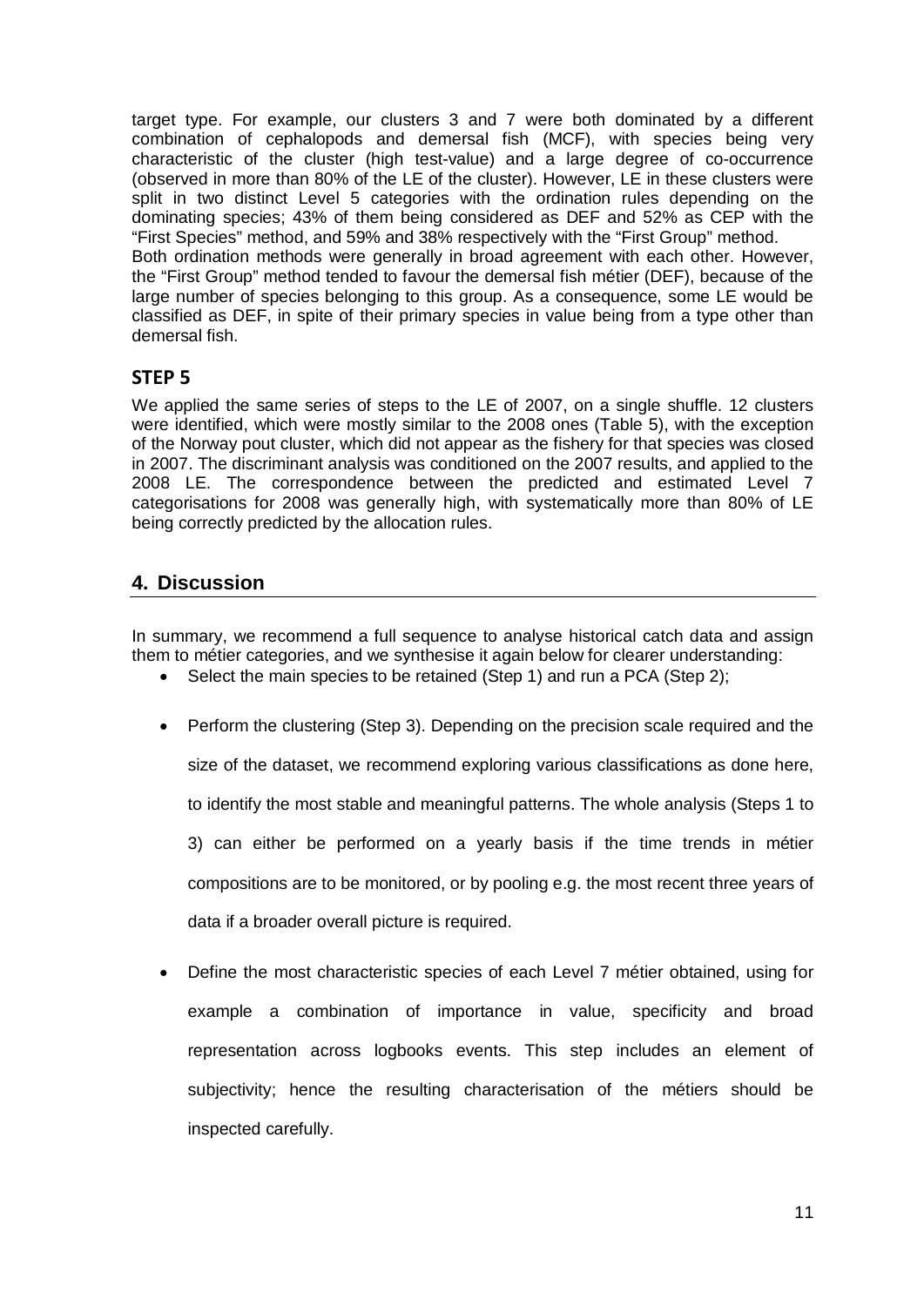target type. For example, our clusters 3 and 7 were both dominated by a different combination of cephalopods and demersal fish (MCF), with species being very characteristic of the cluster (high test-value) and a large degree of co-occurrence (observed in more than 80% of the LE of the cluster). However, LE in these clusters were split in two distinct Level 5 categories with the ordination rules depending on the dominating species; 43% of them being considered as DEF and 52% as CEP with the "First Species" method, and 59% and 38% respectively with the "First Group" method.
Both ordination methods were generally in broad agreement with each other. However, the "First Group" method tended to favour the demersal fish métier (DEF), because of the large number of species belonging to this group. As a consequence, some LE would be classified as DEF, in spite of their primary species in value being from a type other than demersal fish.

### STEP 5

We applied the same series of steps to the LE of 2007, on a single shuffle. 12 clusters were identified, which were mostly similar to the 2008 ones (Table 5), with the exception of the Norway pout cluster, which did not appear as the fishery for that species was closed in 2007. The discriminant analysis was conditioned on the 2007 results, and applied to the 2008 LE. The correspondence between the predicted and estimated Level 7 categorisations for 2008 was generally high, with systematically more than 80% of LE being correctly predicted by the allocation rules.

## 4. Discussion

In summary, we recommend a full sequence to analyse historical catch data and assign them to métier categories, and we synthesise it again below for clearer understanding:

- Select the main species to be retained (Step 1) and run a PCA (Step 2);
- Perform the clustering (Step 3). Depending on the precision scale required and the size of the dataset, we recommend exploring various classifications as done here, to identify the most stable and meaningful patterns. The whole analysis (Steps 1 to 3) can either be performed on a yearly basis if the time trends in métier compositions are to be monitored, or by pooling e.g. the most recent three years of data if a broader overall picture is required.
- Define the most characteristic species of each Level 7 métier obtained, using for example a combination of importance in value, specificity and broad representation across logbooks events. This step includes an element of subjectivity; hence the resulting characterisation of the métiers should be inspected carefully.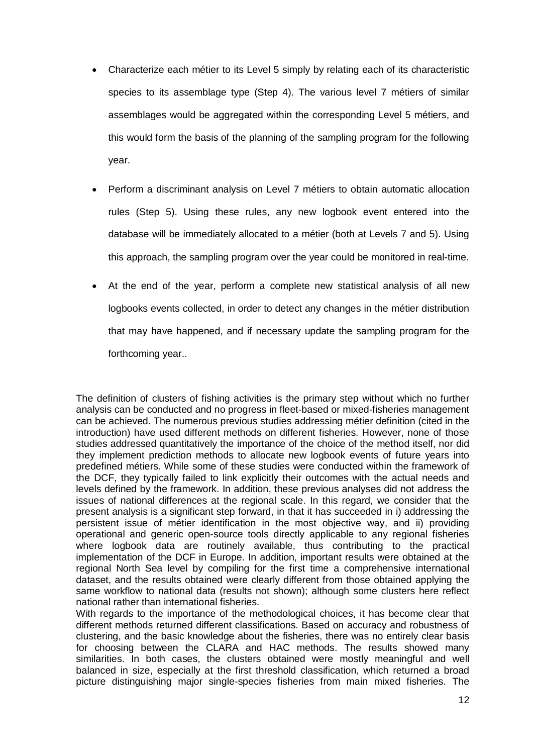- Characterize each métier to its Level 5 simply by relating each of its characteristic species to its assemblage type (Step 4). The various level 7 métiers of similar assemblages would be aggregated within the corresponding Level 5 métiers, and this would form the basis of the planning of the sampling program for the following year.
- Perform a discriminant analysis on Level 7 métiers to obtain automatic allocation rules (Step 5). Using these rules, any new logbook event entered into the database will be immediately allocated to a métier (both at Levels 7 and 5). Using this approach, the sampling program over the year could be monitored in real-time.
- At the end of the year, perform a complete new statistical analysis of all new logbooks events collected, in order to detect any changes in the métier distribution that may have happened, and if necessary update the sampling program for the forthcoming year..

The definition of clusters of fishing activities is the primary step without which no further analysis can be conducted and no progress in fleet-based or mixed-fisheries management can be achieved. The numerous previous studies addressing métier definition (cited in the introduction) have used different methods on different fisheries. However, none of those studies addressed quantitatively the importance of the choice of the method itself, nor did they implement prediction methods to allocate new logbook events of future years into predefined métiers. While some of these studies were conducted within the framework of the DCF, they typically failed to link explicitly their outcomes with the actual needs and levels defined by the framework. In addition, these previous analyses did not address the issues of national differences at the regional scale. In this regard, we consider that the present analysis is a significant step forward, in that it has succeeded in i) addressing the persistent issue of métier identification in the most objective way, and ii) providing operational and generic open-source tools directly applicable to any regional fisheries where logbook data are routinely available, thus contributing to the practical implementation of the DCF in Europe. In addition, important results were obtained at the regional North Sea level by compiling for the first time a comprehensive international dataset, and the results obtained were clearly different from those obtained applying the same workflow to national data (results not shown); although some clusters here reflect national rather than international fisheries.

With regards to the importance of the methodological choices, it has become clear that different methods returned different classifications. Based on accuracy and robustness of clustering, and the basic knowledge about the fisheries, there was no entirely clear basis for choosing between the CLARA and HAC methods. The results showed many similarities. In both cases, the clusters obtained were mostly meaningful and well balanced in size, especially at the first threshold classification, which returned a broad picture distinguishing major single-species fisheries from main mixed fisheries. The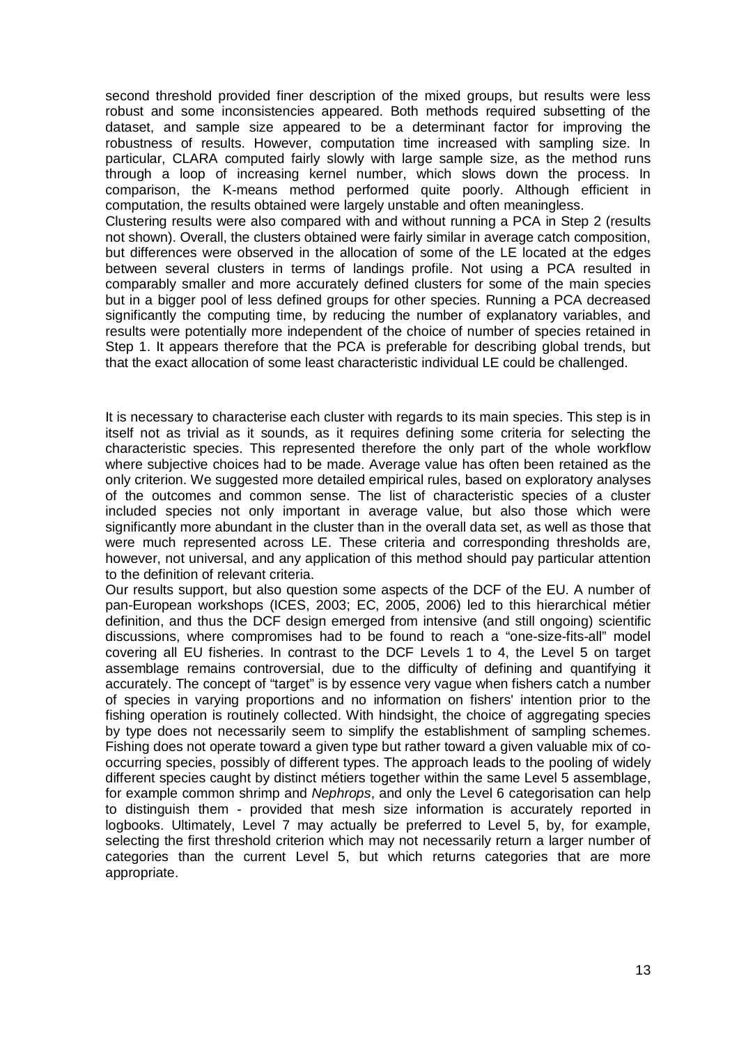second threshold provided finer description of the mixed groups, but results were less robust and some inconsistencies appeared. Both methods required subsetting of the dataset, and sample size appeared to be a determinant factor for improving the robustness of results. However, computation time increased with sampling size. In particular, CLARA computed fairly slowly with large sample size, as the method runs through a loop of increasing kernel number, which slows down the process. In comparison, the K-means method performed quite poorly. Although efficient in computation, the results obtained were largely unstable and often meaningless.

Clustering results were also compared with and without running a PCA in Step 2 (results not shown). Overall, the clusters obtained were fairly similar in average catch composition, but differences were observed in the allocation of some of the LE located at the edges between several clusters in terms of landings profile. Not using a PCA resulted in comparably smaller and more accurately defined clusters for some of the main species but in a bigger pool of less defined groups for other species. Running a PCA decreased significantly the computing time, by reducing the number of explanatory variables, and results were potentially more independent of the choice of number of species retained in Step 1. It appears therefore that the PCA is preferable for describing global trends, but that the exact allocation of some least characteristic individual LE could be challenged.

It is necessary to characterise each cluster with regards to its main species. This step is in itself not as trivial as it sounds, as it requires defining some criteria for selecting the characteristic species. This represented therefore the only part of the whole workflow where subjective choices had to be made. Average value has often been retained as the only criterion. We suggested more detailed empirical rules, based on exploratory analyses of the outcomes and common sense. The list of characteristic species of a cluster included species not only important in average value, but also those which were significantly more abundant in the cluster than in the overall data set, as well as those that were much represented across LE. These criteria and corresponding thresholds are, however, not universal, and any application of this method should pay particular attention to the definition of relevant criteria.

Our results support, but also question some aspects of the DCF of the EU. A number of pan-European workshops (ICES, 2003; EC, 2005, 2006) led to this hierarchical métier definition, and thus the DCF design emerged from intensive (and still ongoing) scientific discussions, where compromises had to be found to reach a "one-size-fits-all" model covering all EU fisheries. In contrast to the DCF Levels 1 to 4, the Level 5 on target assemblage remains controversial, due to the difficulty of defining and quantifying it accurately. The concept of "target" is by essence very vague when fishers catch a number of species in varying proportions and no information on fishers' intention prior to the fishing operation is routinely collected. With hindsight, the choice of aggregating species by type does not necessarily seem to simplify the establishment of sampling schemes. Fishing does not operate toward a given type but rather toward a given valuable mix of co-occurring species, possibly of different types. The approach leads to the pooling of widely different species caught by distinct métiers together within the same Level 5 assemblage, for example common shrimp and *Nephrops*, and only the Level 6 categorisation can help to distinguish them - provided that mesh size information is accurately reported in logbooks. Ultimately, Level 7 may actually be preferred to Level 5, by, for example, selecting the first threshold criterion which may not necessarily return a larger number of categories than the current Level 5, but which returns categories that are more appropriate.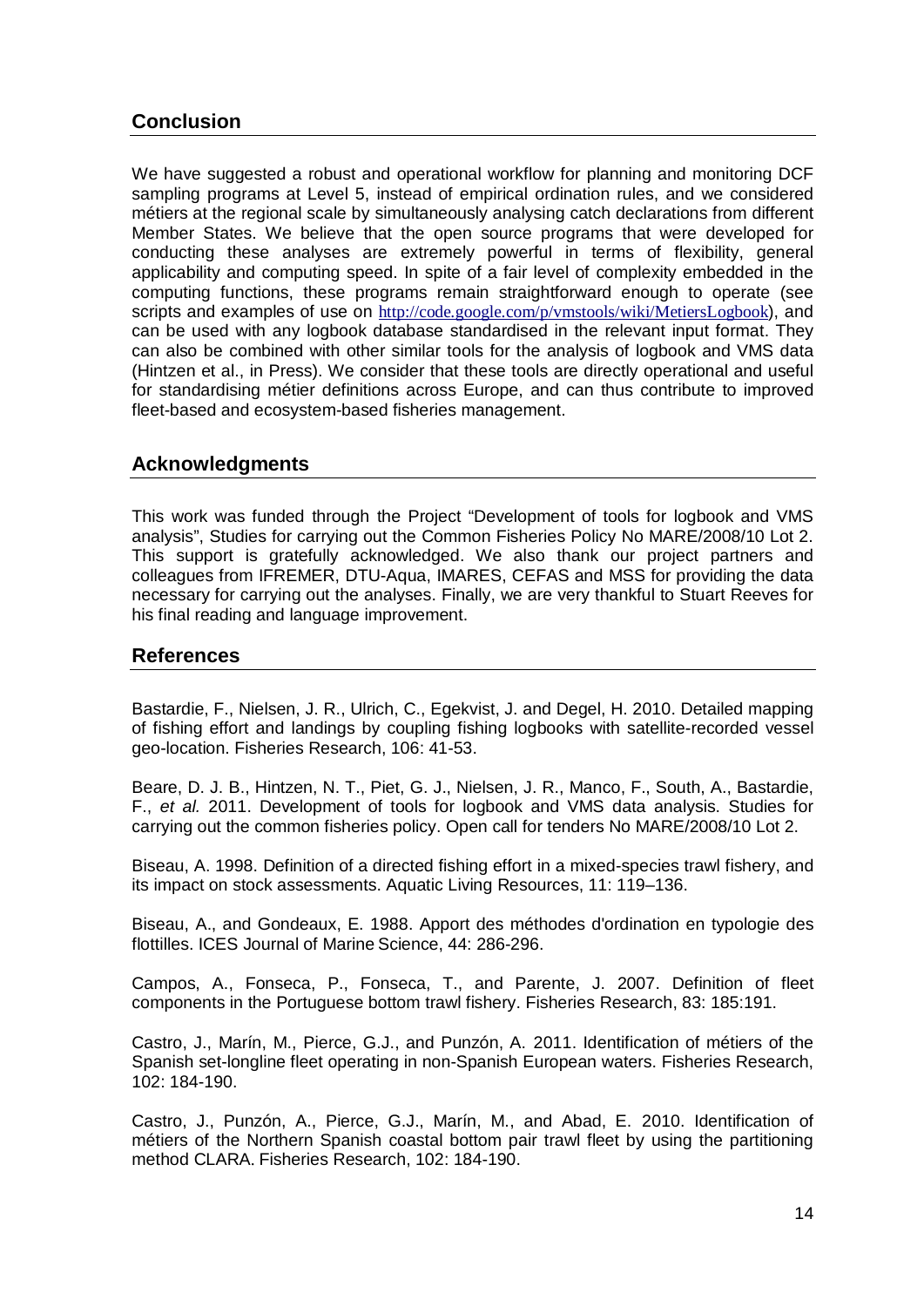## Conclusion

We have suggested a robust and operational workflow for planning and monitoring DCF sampling programs at Level 5, instead of empirical ordination rules, and we considered métiers at the regional scale by simultaneously analysing catch declarations from different Member States. We believe that the open source programs that were developed for conducting these analyses are extremely powerful in terms of flexibility, general applicability and computing speed. In spite of a fair level of complexity embedded in the computing functions, these programs remain straightforward enough to operate (see scripts and examples of use on http://code.google.com/p/vmstools/wiki/MetiersLogbook), and can be used with any logbook database standardised in the relevant input format. They can also be combined with other similar tools for the analysis of logbook and VMS data (Hintzen et al., in Press). We consider that these tools are directly operational and useful for standardising métier definitions across Europe, and can thus contribute to improved fleet-based and ecosystem-based fisheries management.

## Acknowledgments

This work was funded through the Project "Development of tools for logbook and VMS analysis", Studies for carrying out the Common Fisheries Policy No MARE/2008/10 Lot 2. This support is gratefully acknowledged. We also thank our project partners and colleagues from IFREMER, DTU-Aqua, IMARES, CEFAS and MSS for providing the data necessary for carrying out the analyses. Finally, we are very thankful to Stuart Reeves for his final reading and language improvement.

## References

Bastardie, F., Nielsen, J. R., Ulrich, C., Egekvist, J. and Degel, H. 2010. Detailed mapping of fishing effort and landings by coupling fishing logbooks with satellite-recorded vessel geo-location. Fisheries Research, 106: 41-53.

Beare, D. J. B., Hintzen, N. T., Piet, G. J., Nielsen, J. R., Manco, F., South, A., Bastardie, F., *et al.* 2011. Development of tools for logbook and VMS data analysis. Studies for carrying out the common fisheries policy. Open call for tenders No MARE/2008/10 Lot 2.

Biseau, A. 1998. Definition of a directed fishing effort in a mixed-species trawl fishery, and its impact on stock assessments. Aquatic Living Resources, 11: 119–136.

Biseau, A., and Gondeaux, E. 1988. Apport des méthodes d'ordination en typologie des flottilles. ICES Journal of Marine Science, 44: 286-296.

Campos, A., Fonseca, P., Fonseca, T., and Parente, J. 2007. Definition of fleet components in the Portuguese bottom trawl fishery. Fisheries Research, 83: 185:191.

Castro, J., Marín, M., Pierce, G.J., and Punzón, A. 2011. Identification of métiers of the Spanish set-longline fleet operating in non-Spanish European waters. Fisheries Research, 102: 184-190.

Castro, J., Punzón, A., Pierce, G.J., Marín, M., and Abad, E. 2010. Identification of métiers of the Northern Spanish coastal bottom pair trawl fleet by using the partitioning method CLARA. Fisheries Research, 102: 184-190.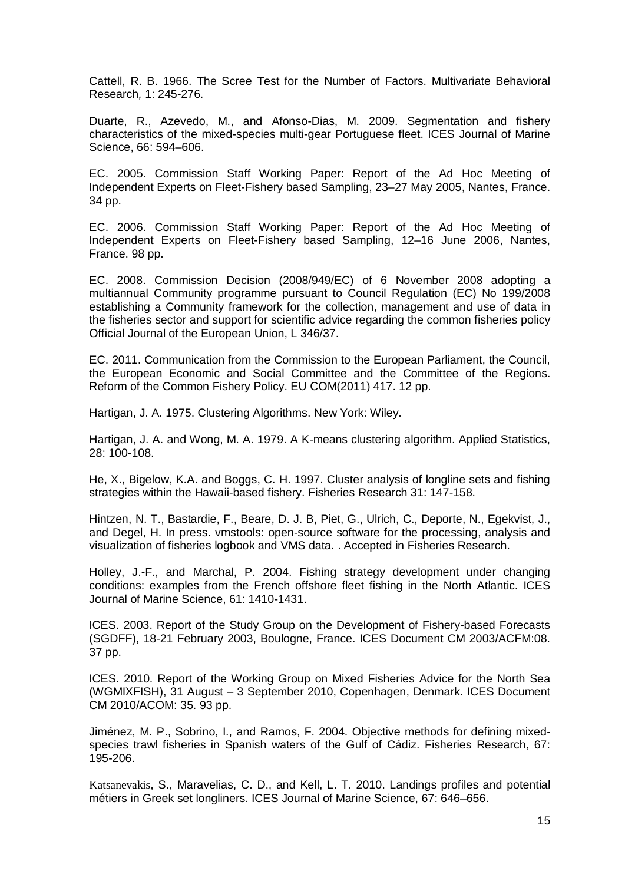Cattell, R. B. 1966. The Scree Test for the Number of Factors. Multivariate Behavioral Research, 1: 245-276.

Duarte, R., Azevedo, M., and Afonso-Dias, M. 2009. Segmentation and fishery characteristics of the mixed-species multi-gear Portuguese fleet. ICES Journal of Marine Science, 66: 594–606.

EC. 2005. Commission Staff Working Paper: Report of the Ad Hoc Meeting of Independent Experts on Fleet-Fishery based Sampling, 23–27 May 2005, Nantes, France. 34 pp.

EC. 2006. Commission Staff Working Paper: Report of the Ad Hoc Meeting of Independent Experts on Fleet-Fishery based Sampling, 12–16 June 2006, Nantes, France. 98 pp.

EC. 2008. Commission Decision (2008/949/EC) of 6 November 2008 adopting a multiannual Community programme pursuant to Council Regulation (EC) No 199/2008 establishing a Community framework for the collection, management and use of data in the fisheries sector and support for scientific advice regarding the common fisheries policy Official Journal of the European Union, L 346/37.

EC. 2011. Communication from the Commission to the European Parliament, the Council, the European Economic and Social Committee and the Committee of the Regions. Reform of the Common Fishery Policy. EU COM(2011) 417. 12 pp.

Hartigan, J. A. 1975. Clustering Algorithms. New York: Wiley.

Hartigan, J. A. and Wong, M. A. 1979. A K-means clustering algorithm. Applied Statistics, 28: 100-108.

He, X., Bigelow, K.A. and Boggs, C. H. 1997. Cluster analysis of longline sets and fishing strategies within the Hawaii-based fishery. Fisheries Research 31: 147-158.

Hintzen, N. T., Bastardie, F., Beare, D. J. B, Piet, G., Ulrich, C., Deporte, N., Egekvist, J., and Degel, H. In press. vmstools: open-source software for the processing, analysis and visualization of fisheries logbook and VMS data. . Accepted in Fisheries Research.

Holley, J.-F., and Marchal, P. 2004. Fishing strategy development under changing conditions: examples from the French offshore fleet fishing in the North Atlantic. ICES Journal of Marine Science, 61: 1410-1431.

ICES. 2003. Report of the Study Group on the Development of Fishery-based Forecasts (SGDFF), 18-21 February 2003, Boulogne, France. ICES Document CM 2003/ACFM:08. 37 pp.

ICES. 2010. Report of the Working Group on Mixed Fisheries Advice for the North Sea (WGMIXFISH), 31 August – 3 September 2010, Copenhagen, Denmark. ICES Document CM 2010/ACOM: 35. 93 pp.

Jiménez, M. P., Sobrino, I., and Ramos, F. 2004. Objective methods for defining mixed-species trawl fisheries in Spanish waters of the Gulf of Cádiz. Fisheries Research, 67: 195-206.

Katsanevakis, S., Maravelias, C. D., and Kell, L. T. 2010. Landings profiles and potential métiers in Greek set longliners. ICES Journal of Marine Science, 67: 646–656.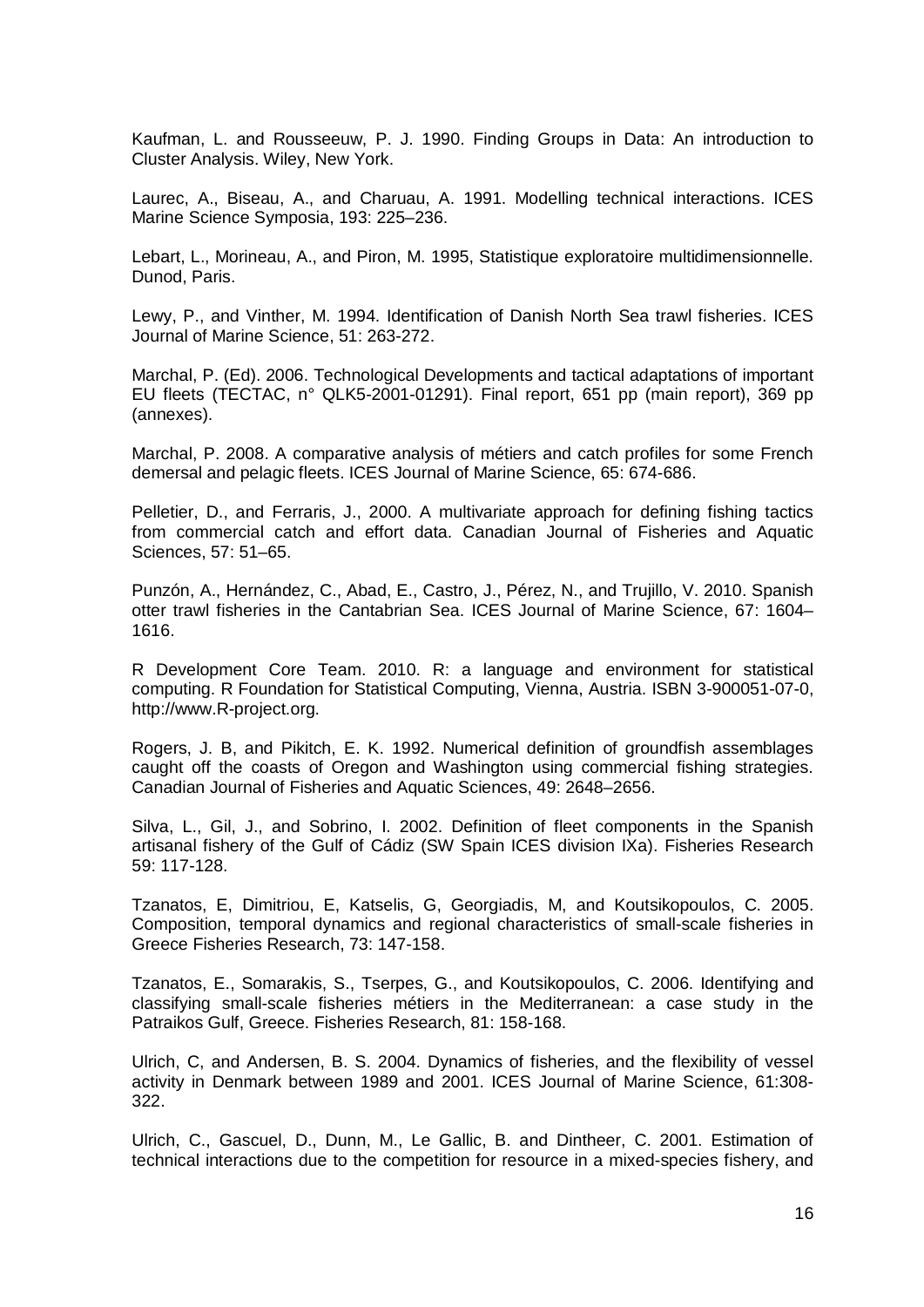Kaufman, L. and Rousseeuw, P. J. 1990. Finding Groups in Data: An introduction to Cluster Analysis. Wiley, New York.

Laurec, A., Biseau, A., and Charuau, A. 1991. Modelling technical interactions. ICES Marine Science Symposia, 193: 225–236.

Lebart, L., Morineau, A., and Piron, M. 1995, Statistique exploratoire multidimensionnelle. Dunod, Paris.

Lewy, P., and Vinther, M. 1994. Identification of Danish North Sea trawl fisheries. ICES Journal of Marine Science, 51: 263-272.

Marchal, P. (Ed). 2006. Technological Developments and tactical adaptations of important EU fleets (TECTAC, n° QLK5-2001-01291). Final report, 651 pp (main report), 369 pp (annexes).

Marchal, P. 2008. A comparative analysis of métiers and catch profiles for some French demersal and pelagic fleets. ICES Journal of Marine Science, 65: 674-686.

Pelletier, D., and Ferraris, J., 2000. A multivariate approach for defining fishing tactics from commercial catch and effort data. Canadian Journal of Fisheries and Aquatic Sciences, 57: 51–65.

Punzón, A., Hernández, C., Abad, E., Castro, J., Pérez, N., and Trujillo, V. 2010. Spanish otter trawl fisheries in the Cantabrian Sea. ICES Journal of Marine Science, 67: 1604–1616.

R Development Core Team. 2010. R: a language and environment for statistical computing. R Foundation for Statistical Computing, Vienna, Austria. ISBN 3-900051-07-0, http://www.R-project.org.

Rogers, J. B, and Pikitch, E. K. 1992. Numerical definition of groundfish assemblages caught off the coasts of Oregon and Washington using commercial fishing strategies. Canadian Journal of Fisheries and Aquatic Sciences, 49: 2648–2656.

Silva, L., Gil, J., and Sobrino, I. 2002. Definition of fleet components in the Spanish artisanal fishery of the Gulf of Cádiz (SW Spain ICES division IXa). Fisheries Research 59: 117-128.

Tzanatos, E, Dimitriou, E, Katselis, G, Georgiadis, M, and Koutsikopoulos, C. 2005. Composition, temporal dynamics and regional characteristics of small-scale fisheries in Greece Fisheries Research, 73: 147-158.

Tzanatos, E., Somarakis, S., Tserpes, G., and Koutsikopoulos, C. 2006. Identifying and classifying small-scale fisheries métiers in the Mediterranean: a case study in the Patraikos Gulf, Greece. Fisheries Research, 81: 158-168.

Ulrich, C, and Andersen, B. S. 2004. Dynamics of fisheries, and the flexibility of vessel activity in Denmark between 1989 and 2001. ICES Journal of Marine Science, 61:308-322.

Ulrich, C., Gascuel, D., Dunn, M., Le Gallic, B. and Dintheer, C. 2001. Estimation of technical interactions due to the competition for resource in a mixed-species fishery, and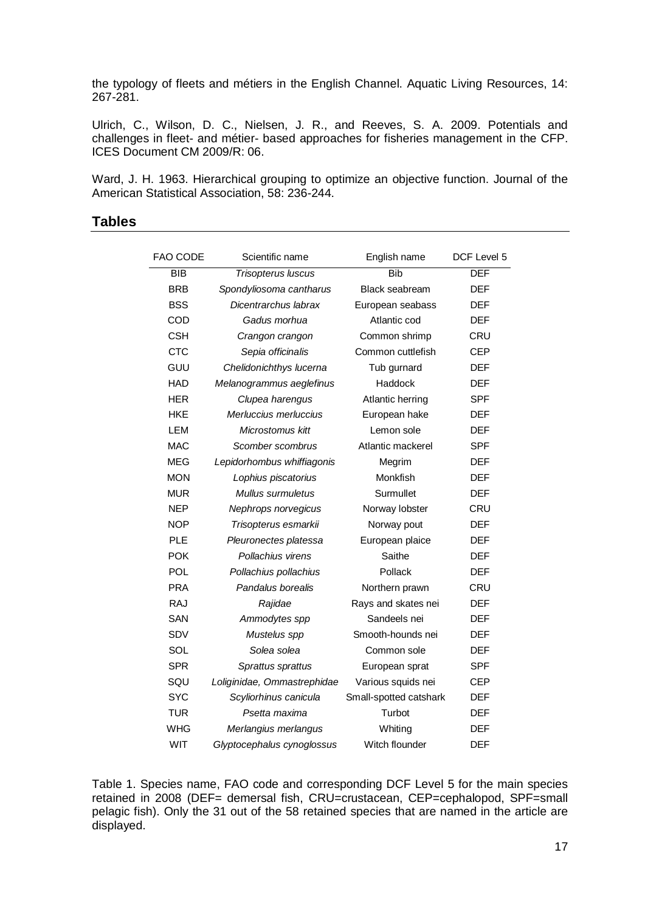the typology of fleets and métiers in the English Channel. Aquatic Living Resources, 14: 267-281.

Ulrich, C., Wilson, D. C., Nielsen, J. R., and Reeves, S. A. 2009. Potentials and challenges in fleet- and métier- based approaches for fisheries management in the CFP. ICES Document CM 2009/R: 06.

Ward, J. H. 1963. Hierarchical grouping to optimize an objective function. Journal of the American Statistical Association, 58: 236-244.

## Tables

| FAO CODE | Scientific name | English name | DCF Level 5 |
|---|---|---|---|
| BIB | *Trisopterus luscus* | Bib | DEF |
| BRB | *Spondyliosoma cantharus* | Black seabream | DEF |
| BSS | *Dicentrarchus labrax* | European seabass | DEF |
| COD | *Gadus morhua* | Atlantic cod | DEF |
| CSH | *Crangon crangon* | Common shrimp | CRU |
| CTC | *Sepia officinalis* | Common cuttlefish | CEP |
| GUU | *Chelidonichthys lucerna* | Tub gurnard | DEF |
| HAD | *Melanogrammus aeglefinus* | Haddock | DEF |
| HER | *Clupea harengus* | Atlantic herring | SPF |
| HKE | *Merluccius merluccius* | European hake | DEF |
| LEM | *Microstomus kitt* | Lemon sole | DEF |
| MAC | *Scomber scombrus* | Atlantic mackerel | SPF |
| MEG | *Lepidorhombus whiffiagonis* | Megrim | DEF |
| MON | *Lophius piscatorius* | Monkfish | DEF |
| MUR | *Mullus surmuletus* | Surmullet | DEF |
| NEP | *Nephrops norvegicus* | Norway lobster | CRU |
| NOP | *Trisopterus esmarkii* | Norway pout | DEF |
| PLE | *Pleuronectes platessa* | European plaice | DEF |
| POK | *Pollachius virens* | Saithe | DEF |
| POL | *Pollachius pollachius* | Pollack | DEF |
| PRA | *Pandalus borealis* | Northern prawn | CRU |
| RAJ | *Rajidae* | Rays and skates nei | DEF |
| SAN | *Ammodytes spp* | Sandeels nei | DEF |
| SDV | *Mustelus spp* | Smooth-hounds nei | DEF |
| SOL | *Solea solea* | Common sole | DEF |
| SPR | *Sprattus sprattus* | European sprat | SPF |
| SQU | *Loliginidae, Ommastrephidae* | Various squids nei | CEP |
| SYC | *Scyliorhinus canicula* | Small-spotted catshark | DEF |
| TUR | *Psetta maxima* | Turbot | DEF |
| WHG | *Merlangius merlangus* | Whiting | DEF |
| WIT | *Glyptocephalus cynoglossus* | Witch flounder | DEF |

Table 1. Species name, FAO code and corresponding DCF Level 5 for the main species retained in 2008 (DEF= demersal fish, CRU=crustacean, CEP=cephalopod, SPF=small pelagic fish). Only the 31 out of the 58 retained species that are named in the article are displayed.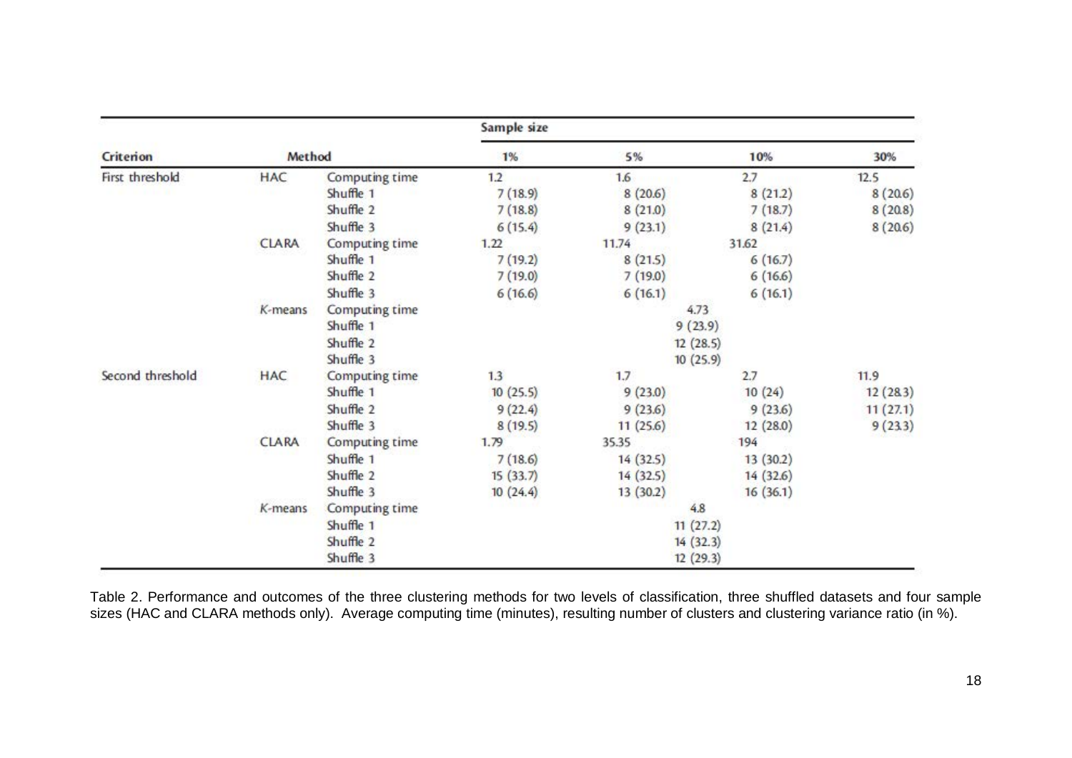| Criterion | Method | | Sample size | | | |
|---|---|---|---|---|---|---|
| | | | 1% | 5% | 10% | 30% |
| First threshold | HAC | Computing time | 1.2 | 1.6 | 2.7 | 12.5 |
| | | Shuffle 1 | 7 (18.9) | 8 (20.6) | 8 (21.2) | 8 (20.6) |
| | | Shuffle 2 | 7 (18.8) | 8 (21.0) | 7 (18.7) | 8 (20.8) |
| | | Shuffle 3 | 6 (15.4) | 9 (23.1) | 8 (21.4) | 8 (20.6) |
| | CLARA | Computing time | 1.22 | 11.74 | 31.62 | |
| | | Shuffle 1 | 7 (19.2) | 8 (21.5) | 6 (16.7) | |
| | | Shuffle 2 | 7 (19.0) | 7 (19.0) | 6 (16.6) | |
| | | Shuffle 3 | 6 (16.6) | 6 (16.1) | 6 (16.1) | |
| | *K*-means | Computing time | | 4.73 | | |
| | | Shuffle 1 | | 9 (23.9) | | |
| | | Shuffle 2 | | 12 (28.5) | | |
| | | Shuffle 3 | | 10 (25.9) | | |
| Second threshold | HAC | Computing time | 1.3 | 1.7 | 2.7 | 11.9 |
| | | Shuffle 1 | 10 (25.5) | 9 (23.0) | 10 (24) | 12 (28.3) |
| | | Shuffle 2 | 9 (22.4) | 9 (23.6) | 9 (23.6) | 11 (27.1) |
| | | Shuffle 3 | 8 (19.5) | 11 (25.6) | 12 (28.0) | 9 (23.3) |
| | CLARA | Computing time | 1.79 | 35.35 | 194 | |
| | | Shuffle 1 | 7 (18.6) | 14 (32.5) | 13 (30.2) | |
| | | Shuffle 2 | 15 (33.7) | 14 (32.5) | 14 (32.6) | |
| | | Shuffle 3 | 10 (24.4) | 13 (30.2) | 16 (36.1) | |
| | *K*-means | Computing time | | 4.8 | | |
| | | Shuffle 1 | | 11 (27.2) | | |
| | | Shuffle 2 | | 14 (32.3) | | |
| | | Shuffle 3 | | 12 (29.3) | | |

Table 2. Performance and outcomes of the three clustering methods for two levels of classification, three shuffled datasets and four sample sizes (HAC and CLARA methods only). Average computing time (minutes), resulting number of clusters and clustering variance ratio (in %).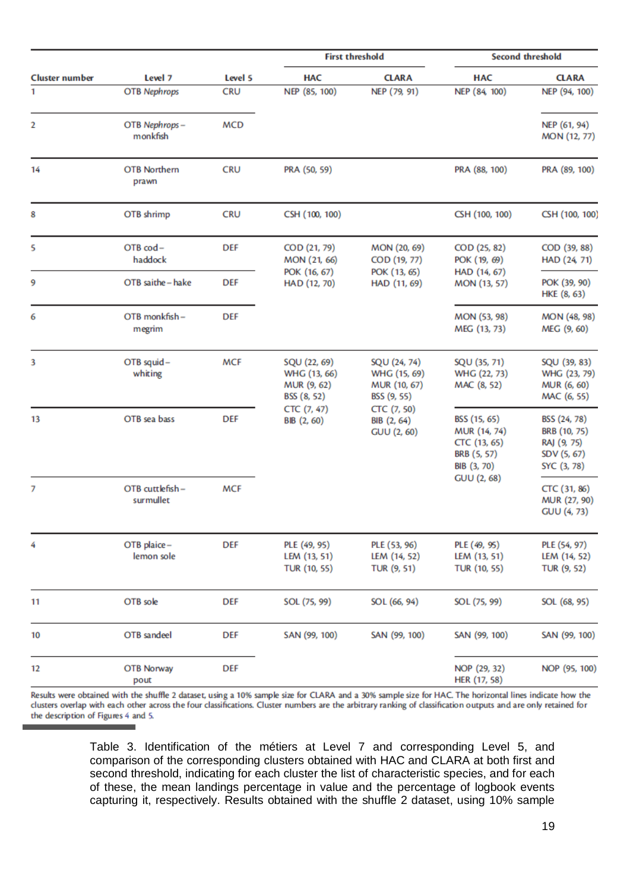| Cluster number | Level 7 | Level 5 | First threshold | | Second threshold | |
|---|---|---|---|---|---|---|
| | | | HAC | CLARA | HAC | CLARA |
| 1 | OTB *Nephrops* | CRU | NEP (85, 100) | NEP (79, 91) | NEP (84, 100) | NEP (94, 100) |
| 2 | OTB *Nephrops* – monkfish | MCD | | | | NEP (61, 94) MON (12, 77) |
| 14 | OTB Northern prawn | CRU | PRA (50, 59) | | PRA (88, 100) | PRA (89, 100) |
| 8 | OTB shrimp | CRU | CSH (100, 100) | | CSH (100, 100) | CSH (100, 100) |
| 5 | OTB cod – haddock | DEF | COD (21, 79) MON (21, 66) POK (16, 67) HAD (12, 70) | MON (20, 69) COD (19, 77) POK (13, 65) HAD (11, 69) | COD (25, 82) POK (19, 69) HAD (14, 67) MON (13, 57) | COD (39, 88) HAD (24, 71) |
| 9 | OTB saithe – hake | DEF | | | | POK (39, 90) HKE (8, 63) |
| 6 | OTB monkfish – megrim | DEF | | | MON (53, 98) MEG (13, 73) | MON (48, 98) MEG (9, 60) |
| 3 | OTB squid – whiting | MCF | SQU (22, 69) WHG (13, 66) MUR (9, 62) BSS (8, 52) CTC (7, 47) BIB (2, 60) | SQU (24, 74) WHG (15, 69) MUR (10, 67) BSS (9, 55) CTC (7, 50) BIB (2, 64) GUU (2, 60) | SQU (35, 71) WHG (22, 73) MAC (8, 52) | SQU (39, 83) WHG (23, 79) MUR (6, 60) MAC (6, 55) |
| 13 | OTB sea bass | DEF | | | BSS (15, 65) MUR (14, 74) CTC (13, 65) BRB (5, 57) BIB (3, 70) GUU (2, 68) | BSS (24, 78) BRB (10, 75) RAJ (9, 75) SDV (5, 67) SYC (3, 78) |
| 7 | OTB cuttlefish – surmullet | MCF | | | | CTC (31, 86) MUR (27, 90) GUU (4, 73) |
| 4 | OTB plaice – lemon sole | DEF | PLE (49, 95) LEM (13, 51) TUR (10, 55) | PLE (53, 96) LEM (14, 52) TUR (9, 51) | PLE (49, 95) LEM (13, 51) TUR (10, 55) | PLE (54, 97) LEM (14, 52) TUR (9, 52) |
| 11 | OTB sole | DEF | SOL (75, 99) | SOL (66, 94) | SOL (75, 99) | SOL (68, 95) |
| 10 | OTB sandeel | DEF | SAN (99, 100) | SAN (99, 100) | SAN (99, 100) | SAN (99, 100) |
| 12 | OTB Norway pout | DEF | | | NOP (29, 32) HER (17, 58) | NOP (95, 100) |

Results were obtained with the shuffle 2 dataset, using a 10% sample size for CLARA and a 30% sample size for HAC. The horizontal lines indicate how the clusters overlap with each other across the four classifications. Cluster numbers are the arbitrary ranking of classification outputs and are only retained for the description of Figures 4 and 5.

Table 3. Identification of the métiers at Level 7 and corresponding Level 5, and comparison of the corresponding clusters obtained with HAC and CLARA at both first and second threshold, indicating for each cluster the list of characteristic species, and for each of these, the mean landings percentage in value and the percentage of logbook events capturing it, respectively. Results obtained with the shuffle 2 dataset, using 10% sample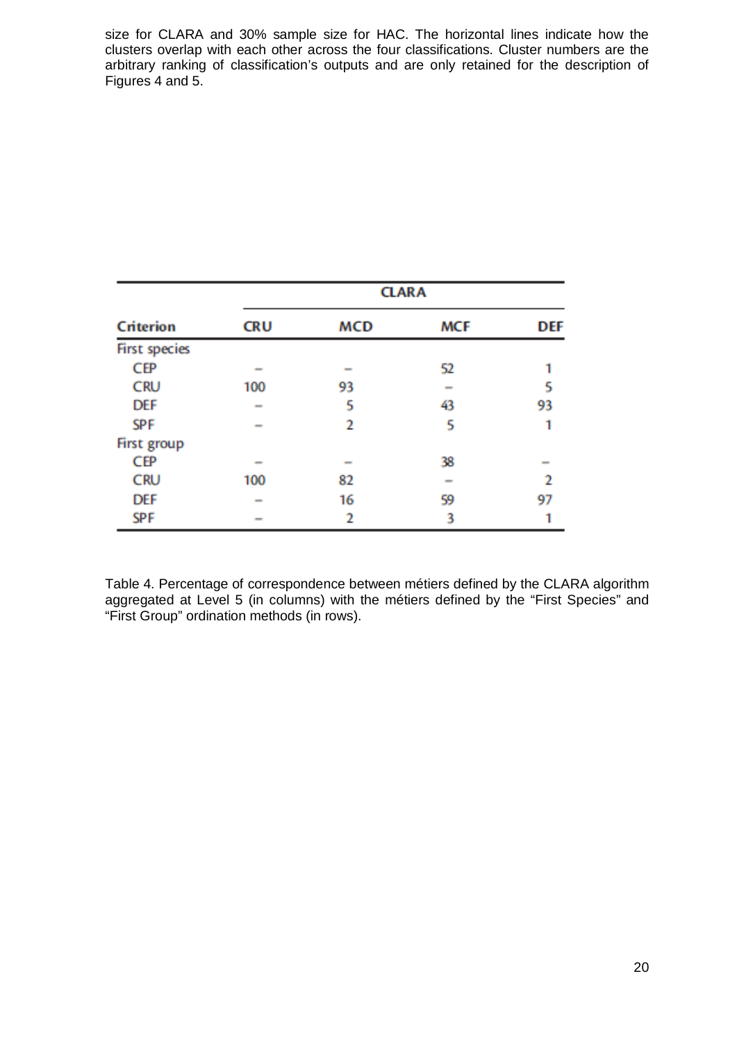size for CLARA and 30% sample size for HAC. The horizontal lines indicate how the clusters overlap with each other across the four classifications. Cluster numbers are the arbitrary ranking of classification's outputs and are only retained for the description of Figures 4 and 5.

| | CLARA | | | |
|---|---|---|---|---|
| Criterion | CRU | MCD | MCF | DEF |
| First species | | | | |
| CEP | – | – | 52 | 1 |
| CRU | 100 | 93 | – | 5 |
| DEF | – | 5 | 43 | 93 |
| SPF | – | 2 | 5 | 1 |
| First group | | | | |
| CEP | – | – | 38 | – |
| CRU | 100 | 82 | – | 2 |
| DEF | – | 16 | 59 | 97 |
| SPF | – | 2 | 3 | 1 |

Table 4. Percentage of correspondence between métiers defined by the CLARA algorithm aggregated at Level 5 (in columns) with the métiers defined by the "First Species" and "First Group" ordination methods (in rows).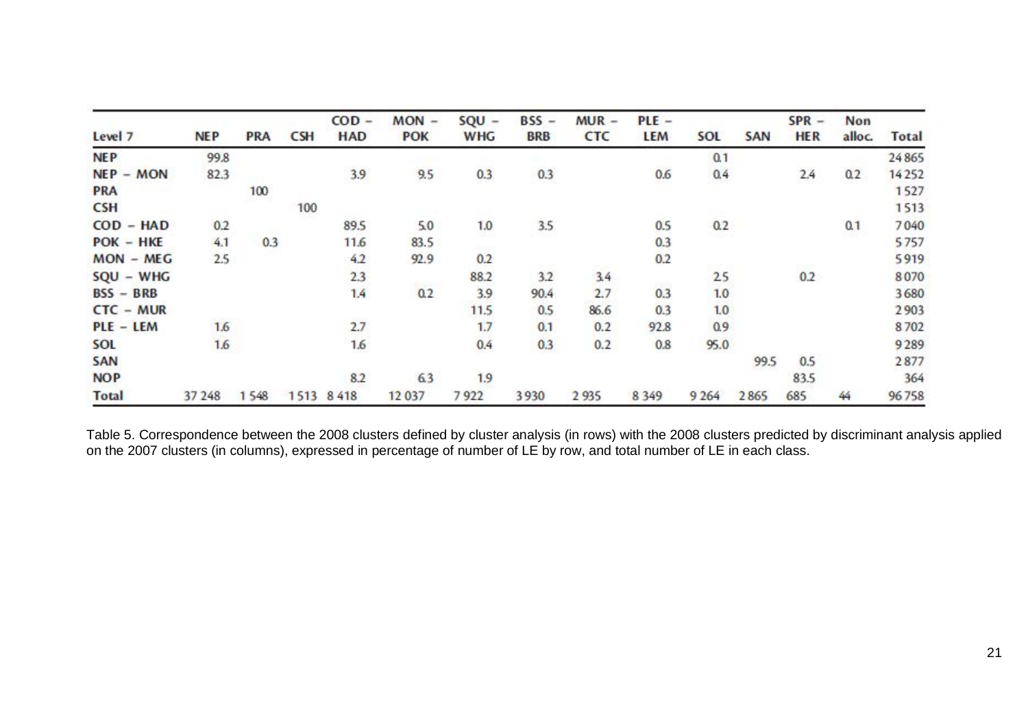| Level 7 | NEP | PRA | CSH | COD – HAD | MON – POK | SQU – WHG | BSS – BRB | MUR – CTC | PLE – LEM | SOL | SAN | SPR – HER | Non alloc. | Total |
|---|---|---|---|---|---|---|---|---|---|---|---|---|---|---|
| NEP | 99.8 | | | | | | | | | 0.1 | | | | 24 865 |
| NEP – MON | 82.3 | | | 3.9 | 9.5 | 0.3 | 0.3 | | 0.6 | 0.4 | | 2.4 | 0.2 | 14 252 |
| PRA | | 100 | | | | | | | | | | | | 1 527 |
| CSH | | | 100 | | | | | | | | | | | 1 513 |
| COD – HAD | 0.2 | | | 89.5 | 5.0 | 1.0 | 3.5 | | 0.5 | 0.2 | | | 0.1 | 7 040 |
| POK – HKE | 4.1 | 0.3 | | 11.6 | 83.5 | | | | 0.3 | | | | | 5 757 |
| MON – MEG | 2.5 | | | 4.2 | 92.9 | 0.2 | | | 0.2 | | | | | 5 919 |
| SQU – WHG | | | | 2.3 | | 88.2 | 3.2 | 3.4 | | 2.5 | | 0.2 | | 8 070 |
| BSS – BRB | | | | 1.4 | 0.2 | 3.9 | 90.4 | 2.7 | 0.3 | 1.0 | | | | 3 680 |
| CTC – MUR | | | | | | 11.5 | 0.5 | 86.6 | 0.3 | 1.0 | | | | 2 903 |
| PLE – LEM | 1.6 | | | 2.7 | | 1.7 | 0.1 | 0.2 | 92.8 | 0.9 | | | | 8 702 |
| SOL | 1.6 | | | 1.6 | | 0.4 | 0.3 | 0.2 | 0.8 | 95.0 | | | | 9 289 |
| SAN | | | | | | | | | | | 99.5 | 0.5 | | 2 877 |
| NOP | | | | 8.2 | 6.3 | 1.9 | | | | | | 83.5 | | 364 |
| Total | 37 248 | 1 548 | 1 513 | 8 418 | 12 037 | 7 922 | 3 930 | 2 935 | 8 349 | 9 264 | 2 865 | 685 | 44 | 96 758 |

Table 5. Correspondence between the 2008 clusters defined by cluster analysis (in rows) with the 2008 clusters predicted by discriminant analysis applied on the 2007 clusters (in columns), expressed in percentage of number of LE by row, and total number of LE in each class.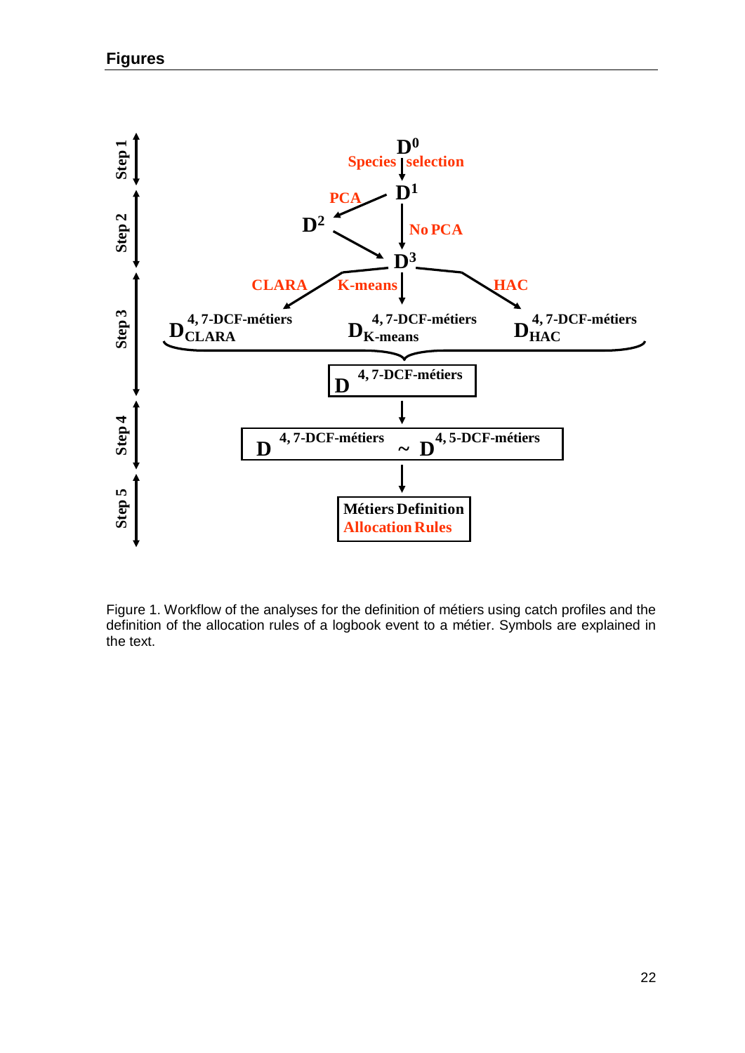## Figures

Figure 1. Workflow of the analyses for the definition of métiers using catch profiles and the definition of the allocation rules of a logbook event to a métier. Symbols are explained in the text.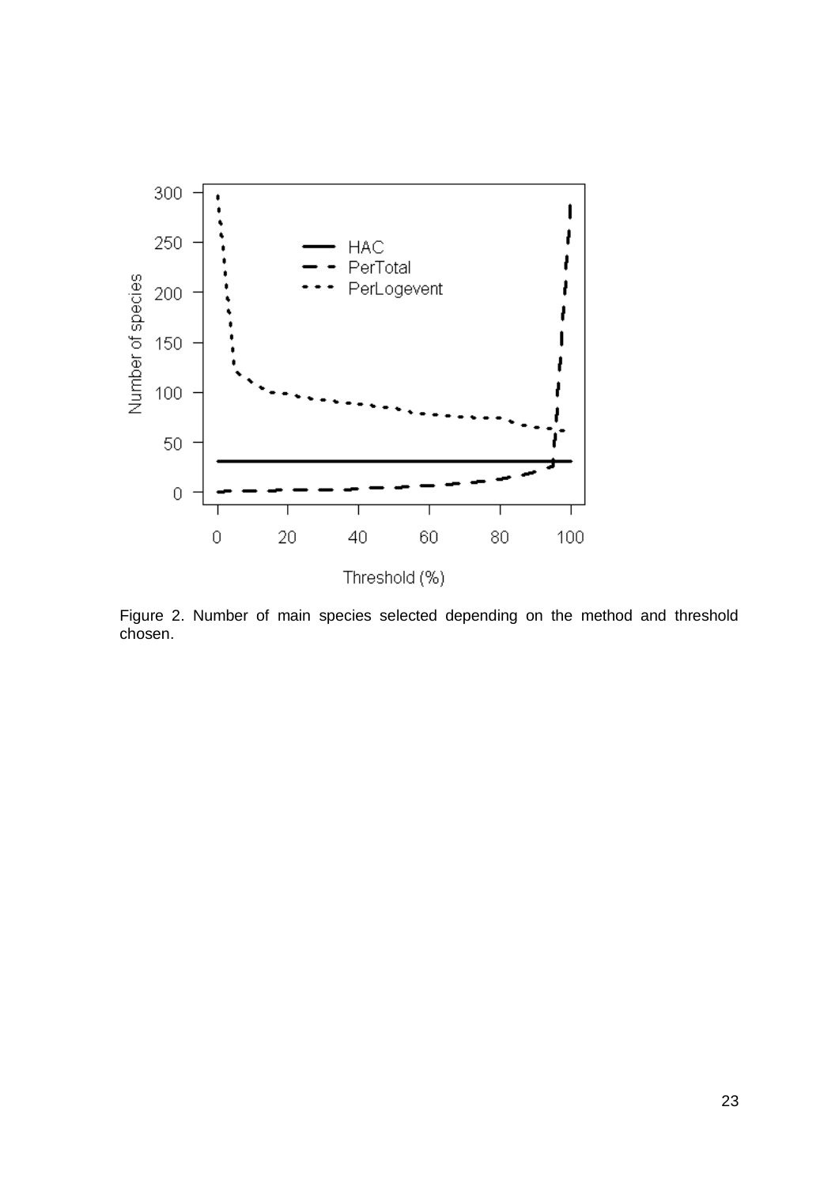Figure 2. Number of main species selected depending on the method and threshold chosen.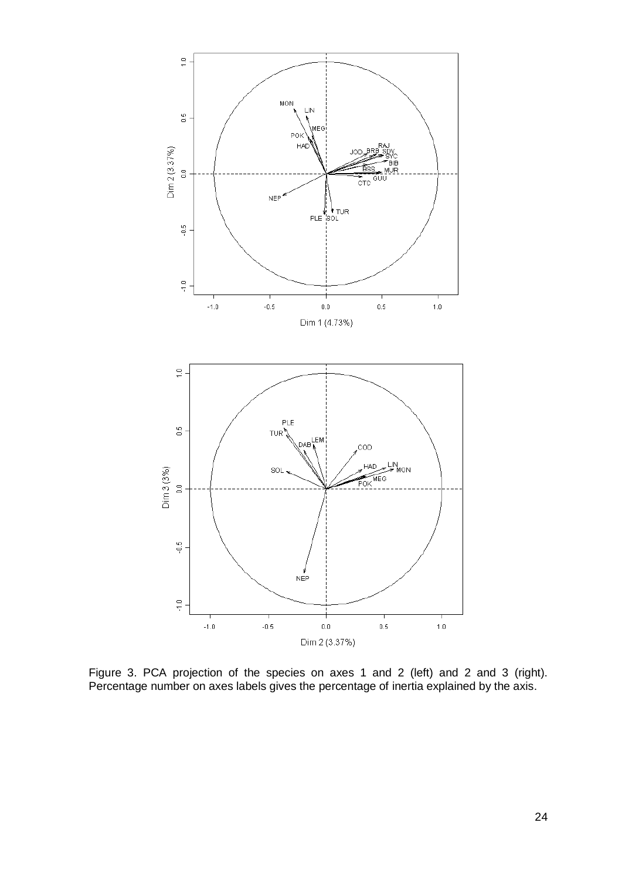Figure 3. PCA projection of the species on axes 1 and 2 (left) and 2 and 3 (right). Percentage number on axes labels gives the percentage of inertia explained by the axis.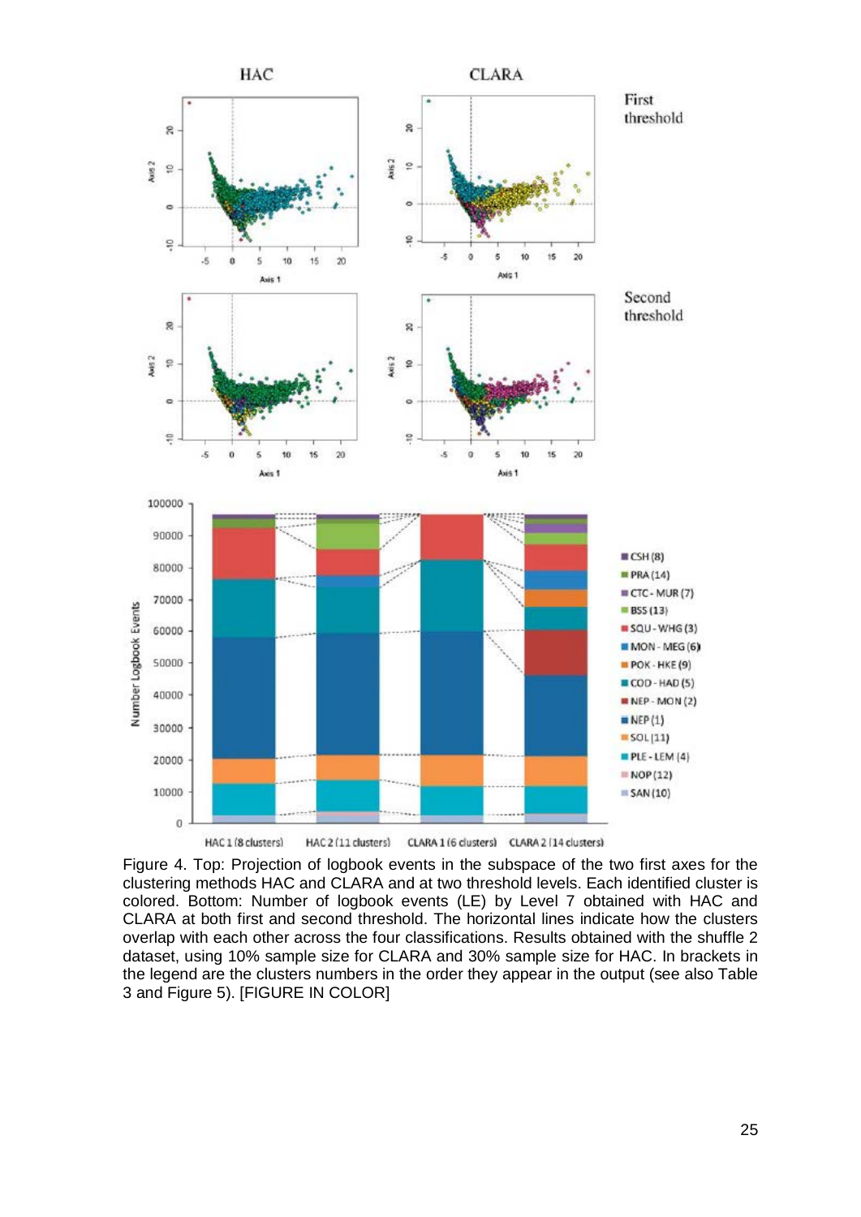Figure 4. Top: Projection of logbook events in the subspace of the two first axes for the clustering methods HAC and CLARA and at two threshold levels. Each identified cluster is colored. Bottom: Number of logbook events (LE) by Level 7 obtained with HAC and CLARA at both first and second threshold. The horizontal lines indicate how the clusters overlap with each other across the four classifications. Results obtained with the shuffle 2 dataset, using 10% sample size for CLARA and 30% sample size for HAC. In brackets in the legend are the clusters numbers in the order they appear in the output (see also Table 3 and Figure 5). [FIGURE IN COLOR]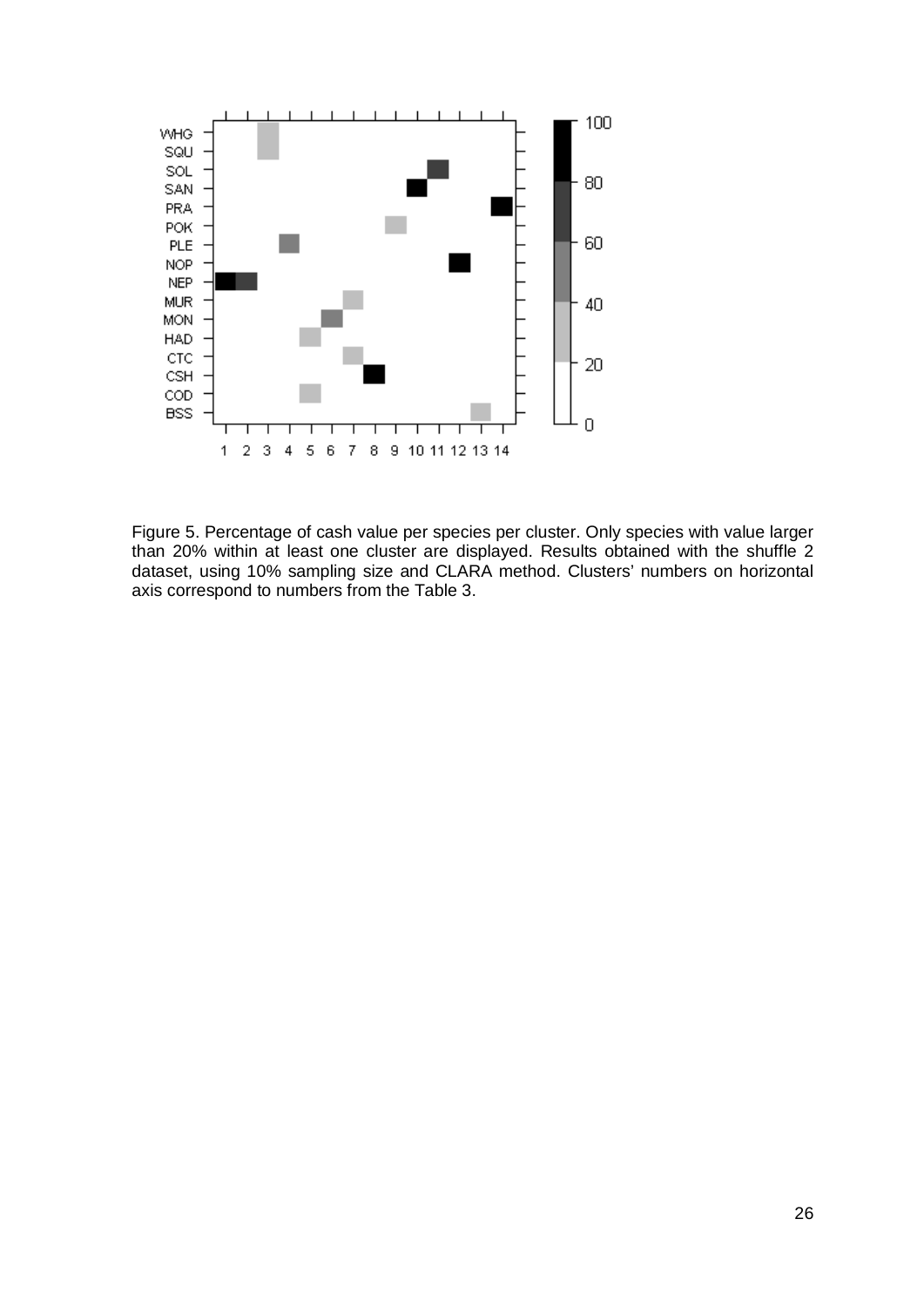WHG
SQU
SOL
SAN
PRA
POK
PLE
NOP
NEP
MUR
MON
HAD
CTC
CSH
COD
BSS

1 2 3 4 5 6 7 8 9 10 11 12 13 14

100
80
60
40
20
0

Figure 5. Percentage of cash value per species per cluster. Only species with value larger than 20% within at least one cluster are displayed. Results obtained with the shuffle 2 dataset, using 10% sampling size and CLARA method. Clusters' numbers on horizontal axis correspond to numbers from the Table 3.